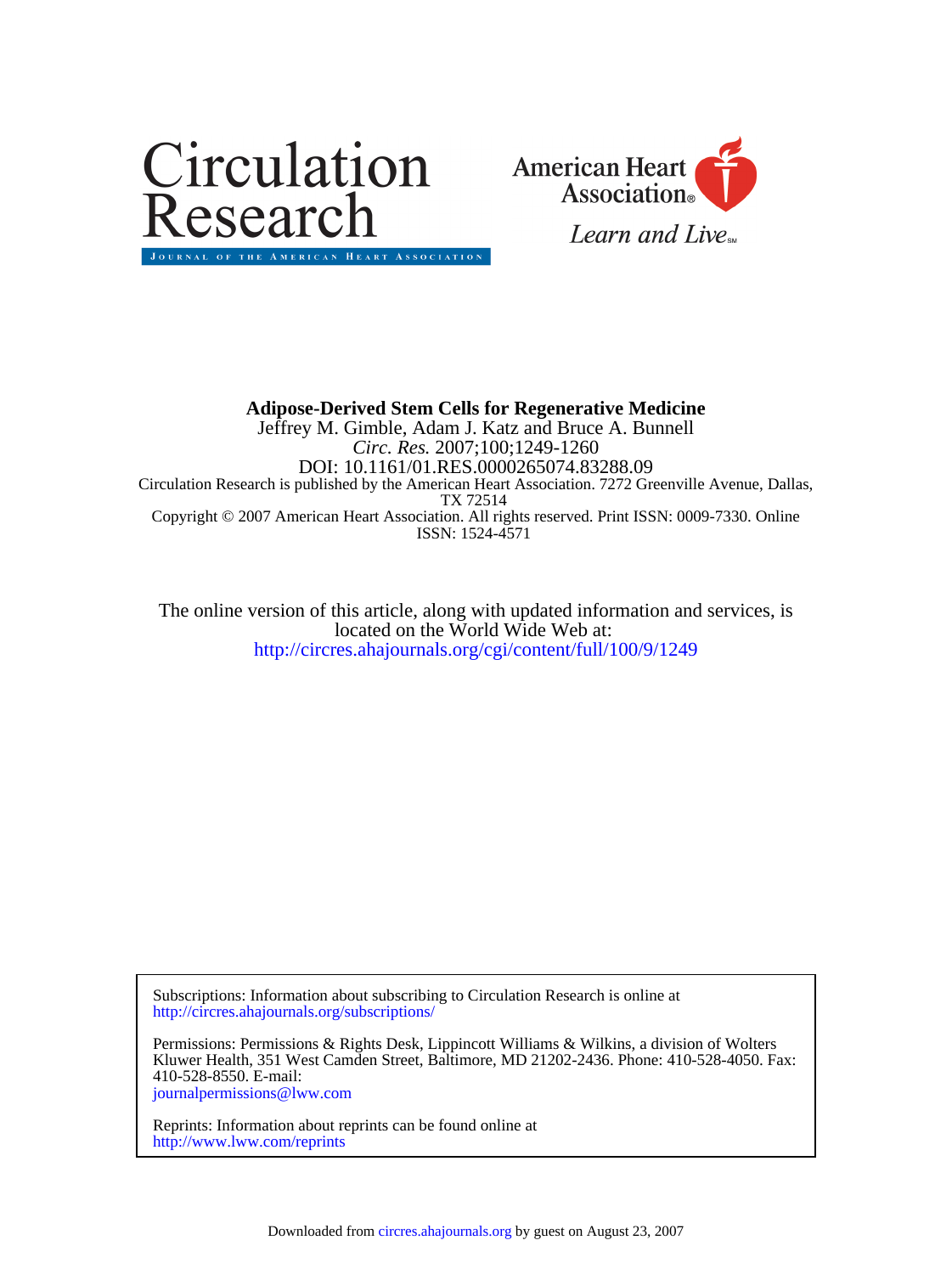Circulation Research

JOURNAL OF THE AMERICAN HEART ASSOCIATION

American Heart Association®

*Learn and Live*SM

**Adipose-Derived Stem Cells for Regenerative Medicine**

Jeffrey M. Gimble, Adam J. Katz and Bruce A. Bunnell

*Circ. Res.* 2007;100;1249-1260

DOI: 10.1161/01.RES.0000265074.83288.09

Circulation Research is published by the American Heart Association. 7272 Greenville Avenue, Dallas, TX 72514

Copyright © 2007 American Heart Association. All rights reserved. Print ISSN: 0009-7330. Online ISSN: 1524-4571

The online version of this article, along with updated information and services, is located on the World Wide Web at:

http://circres.ahajournals.org/cgi/content/full/100/9/1249

Subscriptions: Information about subscribing to Circulation Research is online at
http://circres.ahajournals.org/subscriptions/

Permissions: Permissions & Rights Desk, Lippincott Williams & Wilkins, a division of Wolters Kluwer Health, 351 West Camden Street, Baltimore, MD 21202-2436. Phone: 410-528-4050. Fax: 410-528-8550. E-mail:
journalpermissions@lww.com

Reprints: Information about reprints can be found online at
http://www.lww.com/reprints

Downloaded from circres.ahajournals.org by guest on August 23, 2007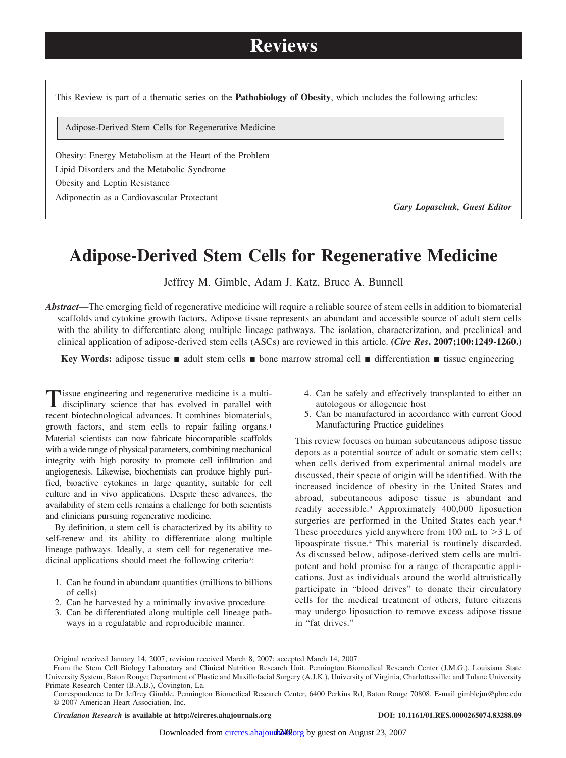# Reviews

This Review is part of a thematic series on the **Pathobiology of Obesity**, which includes the following articles:

Adipose-Derived Stem Cells for Regenerative Medicine

Obesity: Energy Metabolism at the Heart of the Problem

Lipid Disorders and the Metabolic Syndrome

Obesity and Leptin Resistance

Adiponectin as a Cardiovascular Protectant

***Gary Lopaschuk, Guest Editor***

# Adipose-Derived Stem Cells for Regenerative Medicine

Jeffrey M. Gimble, Adam J. Katz, Bruce A. Bunnell

***Abstract***—The emerging field of regenerative medicine will require a reliable source of stem cells in addition to biomaterial scaffolds and cytokine growth factors. Adipose tissue represents an abundant and accessible source of adult stem cells with the ability to differentiate along multiple lineage pathways. The isolation, characterization, and preclinical and clinical application of adipose-derived stem cells (ASCs) are reviewed in this article. **(*Circ Res*. 2007;100:1249-1260.)**

**Key Words:** adipose tissue ■ adult stem cells ■ bone marrow stromal cell ■ differentiation ■ tissue engineering

Tissue engineering and regenerative medicine is a multidisciplinary science that has evolved in parallel with recent biotechnological advances. It combines biomaterials, growth factors, and stem cells to repair failing organs.[1] Material scientists can now fabricate biocompatible scaffolds with a wide range of physical parameters, combining mechanical integrity with high porosity to promote cell infiltration and angiogenesis. Likewise, biochemists can produce highly purified, bioactive cytokines in large quantity, suitable for cell culture and in vivo applications. Despite these advances, the availability of stem cells remains a challenge for both scientists and clinicians pursuing regenerative medicine.

By definition, a stem cell is characterized by its ability to self-renew and its ability to differentiate along multiple lineage pathways. Ideally, a stem cell for regenerative medicinal applications should meet the following criteria[2]:

1. Can be found in abundant quantities (millions to billions of cells)
2. Can be harvested by a minimally invasive procedure
3. Can be differentiated along multiple cell lineage pathways in a regulatable and reproducible manner.
4. Can be safely and effectively transplanted to either an autologous or allogeneic host
5. Can be manufactured in accordance with current Good Manufacturing Practice guidelines

This review focuses on human subcutaneous adipose tissue depots as a potential source of adult or somatic stem cells; when cells derived from experimental animal models are discussed, their specie of origin will be identified. With the increased incidence of obesity in the United States and abroad, subcutaneous adipose tissue is abundant and readily accessible.[3] Approximately 400,000 liposuction surgeries are performed in the United States each year.[4] These procedures yield anywhere from 100 mL to >3 L of lipoaspirate tissue.[4] This material is routinely discarded. As discussed below, adipose-derived stem cells are multipotent and hold promise for a range of therapeutic applications. Just as individuals around the world altruistically participate in "blood drives" to donate their circulatory cells for the medical treatment of others, future citizens may undergo liposuction to remove excess adipose tissue in "fat drives."

Original received January 14, 2007; revision received March 8, 2007; accepted March 14, 2007.

From the Stem Cell Biology Laboratory and Clinical Nutrition Research Unit, Pennington Biomedical Research Center (J.M.G.), Louisiana State University System, Baton Rouge; Department of Plastic and Maxillofacial Surgery (A.J.K.), University of Virginia, Charlottesville; and Tulane University Primate Research Center (B.A.B.), Covington, La.

Correspondence to Dr Jeffrey Gimble, Pennington Biomedical Research Center, 6400 Perkins Rd, Baton Rouge 70808. E-mail gimblejm@pbrc.edu

© 2007 American Heart Association, Inc.

***Circulation Research*** **is available at http://circres.ahajournals.org** **DOI: 10.1161/01.RES.0000265074.83288.09**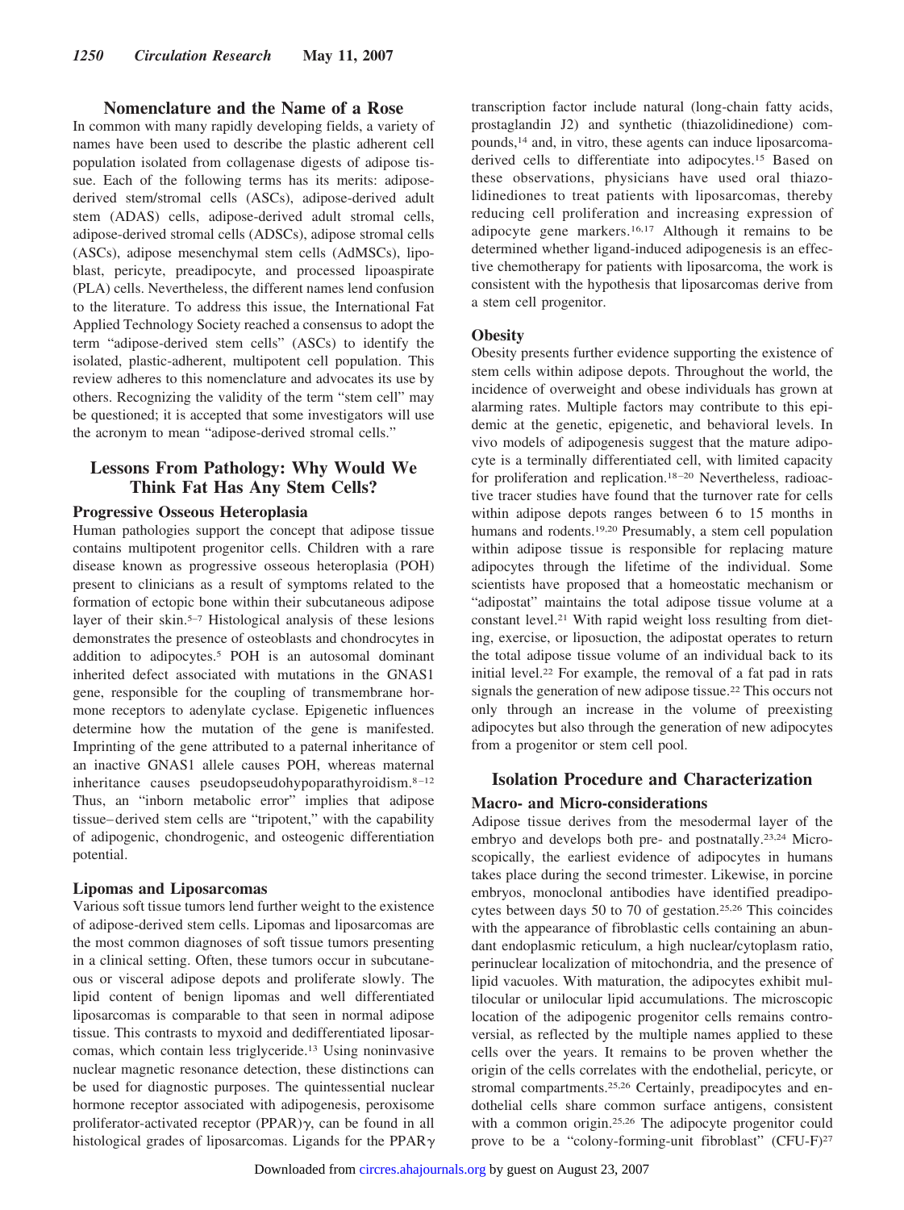## Nomenclature and the Name of a Rose

In common with many rapidly developing fields, a variety of names have been used to describe the plastic adherent cell population isolated from collagenase digests of adipose tissue. Each of the following terms has its merits: adipose-derived stem/stromal cells (ASCs), adipose-derived adult stem (ADAS) cells, adipose-derived adult stromal cells, adipose-derived stromal cells (ADSCs), adipose stromal cells (ASCs), adipose mesenchymal stem cells (AdMSCs), lipoblast, pericyte, preadipocyte, and processed lipoaspirate (PLA) cells. Nevertheless, the different names lend confusion to the literature. To address this issue, the International Fat Applied Technology Society reached a consensus to adopt the term "adipose-derived stem cells" (ASCs) to identify the isolated, plastic-adherent, multipotent cell population. This review adheres to this nomenclature and advocates its use by others. Recognizing the validity of the term "stem cell" may be questioned; it is accepted that some investigators will use the acronym to mean "adipose-derived stromal cells."

## Lessons From Pathology: Why Would We Think Fat Has Any Stem Cells?

### Progressive Osseous Heteroplasia

Human pathologies support the concept that adipose tissue contains multipotent progenitor cells. Children with a rare disease known as progressive osseous heteroplasia (POH) present to clinicians as a result of symptoms related to the formation of ectopic bone within their subcutaneous adipose layer of their skin.[5–7] Histological analysis of these lesions demonstrates the presence of osteoblasts and chondrocytes in addition to adipocytes.[5] POH is an autosomal dominant inherited defect associated with mutations in the GNAS1 gene, responsible for the coupling of transmembrane hormone receptors to adenylate cyclase. Epigenetic influences determine how the mutation of the gene is manifested. Imprinting of the gene attributed to a paternal inheritance of an inactive GNAS1 allele causes POH, whereas maternal inheritance causes pseudopseudohypoparathyroidism.[8–12] Thus, an "inborn metabolic error" implies that adipose tissue–derived stem cells are "tripotent," with the capability of adipogenic, chondrogenic, and osteogenic differentiation potential.

### Lipomas and Liposarcomas

Various soft tissue tumors lend further weight to the existence of adipose-derived stem cells. Lipomas and liposarcomas are the most common diagnoses of soft tissue tumors presenting in a clinical setting. Often, these tumors occur in subcutaneous or visceral adipose depots and proliferate slowly. The lipid content of benign lipomas and well differentiated liposarcomas is comparable to that seen in normal adipose tissue. This contrasts to myxoid and dedifferentiated liposarcomas, which contain less triglyceride.[13] Using noninvasive nuclear magnetic resonance detection, these distinctions can be used for diagnostic purposes. The quintessential nuclear hormone receptor associated with adipogenesis, peroxisome proliferator-activated receptor (PPAR)$\gamma$, can be found in all histological grades of liposarcomas. Ligands for the PPAR$\gamma$ transcription factor include natural (long-chain fatty acids, prostaglandin J2) and synthetic (thiazolidinedione) compounds,[14] and, in vitro, these agents can induce liposarcoma-derived cells to differentiate into adipocytes.[15] Based on these observations, physicians have used oral thiazolidinediones to treat patients with liposarcomas, thereby reducing cell proliferation and increasing expression of adipocyte gene markers.[16,17] Although it remains to be determined whether ligand-induced adipogenesis is an effective chemotherapy for patients with liposarcoma, the work is consistent with the hypothesis that liposarcomas derive from a stem cell progenitor.

### Obesity

Obesity presents further evidence supporting the existence of stem cells within adipose depots. Throughout the world, the incidence of overweight and obese individuals has grown at alarming rates. Multiple factors may contribute to this epidemic at the genetic, epigenetic, and behavioral levels. In vivo models of adipogenesis suggest that the mature adipocyte is a terminally differentiated cell, with limited capacity for proliferation and replication.[18–20] Nevertheless, radioactive tracer studies have found that the turnover rate for cells within adipose depots ranges between 6 to 15 months in humans and rodents.[19,20] Presumably, a stem cell population within adipose tissue is responsible for replacing mature adipocytes through the lifetime of the individual. Some scientists have proposed that a homeostatic mechanism or "adipostat" maintains the total adipose tissue volume at a constant level.[21] With rapid weight loss resulting from dieting, exercise, or liposuction, the adipostat operates to return the total adipose tissue volume of an individual back to its initial level.[22] For example, the removal of a fat pad in rats signals the generation of new adipose tissue.[22] This occurs not only through an increase in the volume of preexisting adipocytes but also through the generation of new adipocytes from a progenitor or stem cell pool.

## Isolation Procedure and Characterization

### Macro- and Micro-considerations

Adipose tissue derives from the mesodermal layer of the embryo and develops both pre- and postnatally.[23,24] Microscopically, the earliest evidence of adipocytes in humans takes place during the second trimester. Likewise, in porcine embryos, monoclonal antibodies have identified preadipocytes between days 50 to 70 of gestation.[25,26] This coincides with the appearance of fibroblastic cells containing an abundant endoplasmic reticulum, a high nuclear/cytoplasm ratio, perinuclear localization of mitochondria, and the presence of lipid vacuoles. With maturation, the adipocytes exhibit multilocular or unilocular lipid accumulations. The microscopic location of the adipogenic progenitor cells remains controversial, as reflected by the multiple names applied to these cells over the years. It remains to be proven whether the origin of the cells correlates with the endothelial, pericyte, or stromal compartments.[25,26] Certainly, preadipocytes and endothelial cells share common surface antigens, consistent with a common origin.[25,26] The adipocyte progenitor could prove to be a "colony-forming-unit fibroblast" (CFU-F)[27]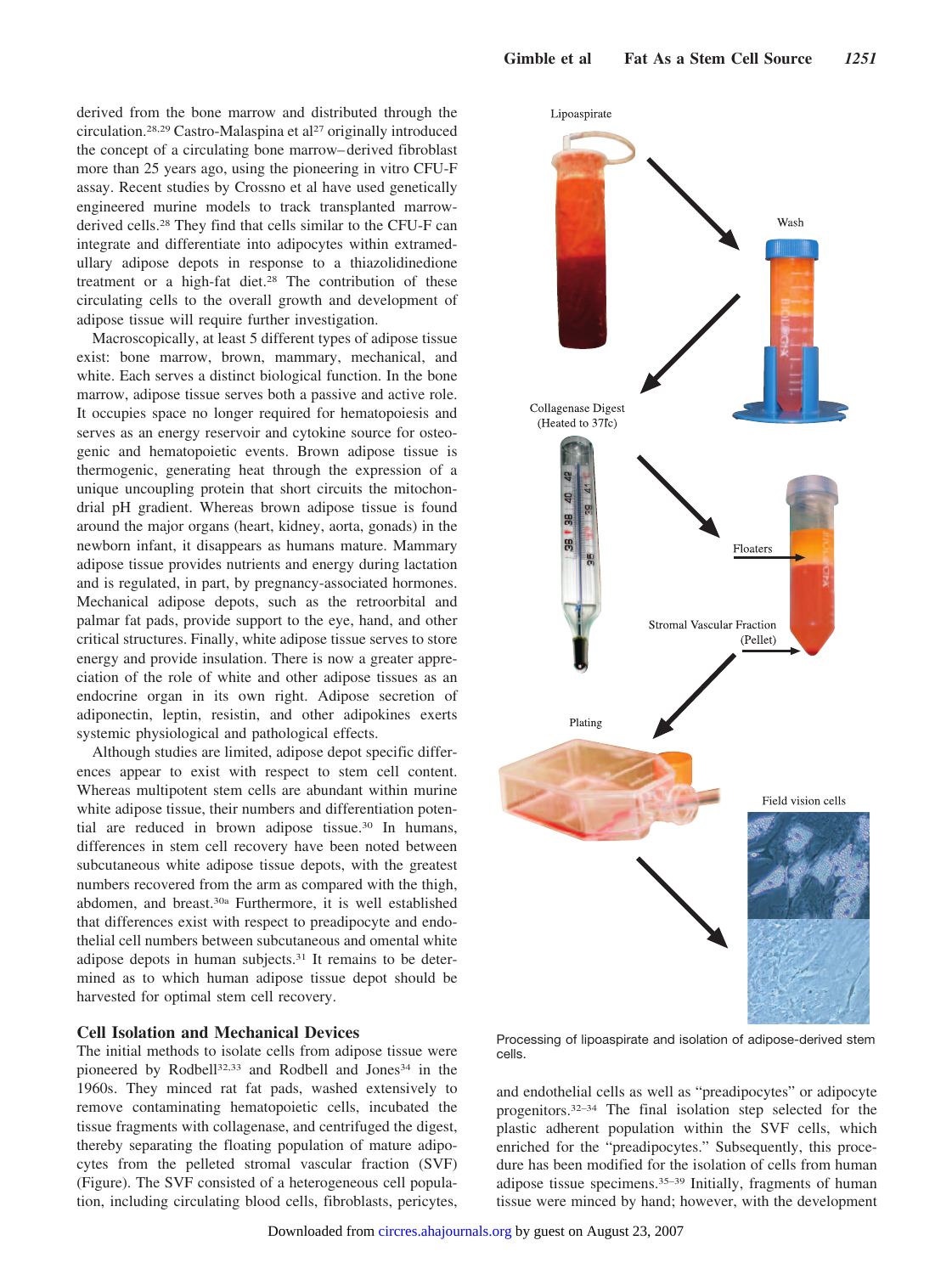derived from the bone marrow and distributed through the circulation.[28,29] Castro-Malaspina et al[27] originally introduced the concept of a circulating bone marrow–derived fibroblast more than 25 years ago, using the pioneering in vitro CFU-F assay. Recent studies by Crossno et al have used genetically engineered murine models to track transplanted marrow-derived cells.[28] They find that cells similar to the CFU-F can integrate and differentiate into adipocytes within extramedullary adipose depots in response to a thiazolidinedione treatment or a high-fat diet.[28] The contribution of these circulating cells to the overall growth and development of adipose tissue will require further investigation.

Macroscopically, at least 5 different types of adipose tissue exist: bone marrow, brown, mammary, mechanical, and white. Each serves a distinct biological function. In the bone marrow, adipose tissue serves both a passive and active role. It occupies space no longer required for hematopoiesis and serves as an energy reservoir and cytokine source for osteogenic and hematopoietic events. Brown adipose tissue is thermogenic, generating heat through the expression of a unique uncoupling protein that short circuits the mitochondrial pH gradient. Whereas brown adipose tissue is found around the major organs (heart, kidney, aorta, gonads) in the newborn infant, it disappears as humans mature. Mammary adipose tissue provides nutrients and energy during lactation and is regulated, in part, by pregnancy-associated hormones. Mechanical adipose depots, such as the retroorbital and palmar fat pads, provide support to the eye, hand, and other critical structures. Finally, white adipose tissue serves to store energy and provide insulation. There is now a greater appreciation of the role of white and other adipose tissues as an endocrine organ in its own right. Adipose secretion of adiponectin, leptin, resistin, and other adipokines exerts systemic physiological and pathological effects.

Although studies are limited, adipose depot specific differences appear to exist with respect to stem cell content. Whereas multipotent stem cells are abundant within murine white adipose tissue, their numbers and differentiation potential are reduced in brown adipose tissue.[30] In humans, differences in stem cell recovery have been noted between subcutaneous white adipose tissue depots, with the greatest numbers recovered from the arm as compared with the thigh, abdomen, and breast.[30a] Furthermore, it is well established that differences exist with respect to preadipocyte and endothelial cell numbers between subcutaneous and omental white adipose depots in human subjects.[31] It remains to be determined as to which human adipose tissue depot should be harvested for optimal stem cell recovery.

## Cell Isolation and Mechanical Devices

The initial methods to isolate cells from adipose tissue were pioneered by Rodbell[32,33] and Rodbell and Jones[34] in the 1960s. They minced rat fat pads, washed extensively to remove contaminating hematopoietic cells, incubated the tissue fragments with collagenase, and centrifuged the digest, thereby separating the floating population of mature adipocytes from the pelleted stromal vascular fraction (SVF) (Figure). The SVF consisted of a heterogeneous cell population, including circulating blood cells, fibroblasts, pericytes, and endothelial cells as well as "preadipocytes" or adipocyte progenitors.[32–34] The final isolation step selected for the plastic adherent population within the SVF cells, which enriched for the "preadipocytes." Subsequently, this procedure has been modified for the isolation of cells from human adipose tissue specimens.[35–39] Initially, fragments of human tissue were minced by hand; however, with the development

Lipoaspirate

Wash

Collagenase Digest (Heated to 37°C)

Floaters

Stromal Vascular Fraction (Pellet)

Plating

Field vision cells

Processing of lipoaspirate and isolation of adipose-derived stem cells.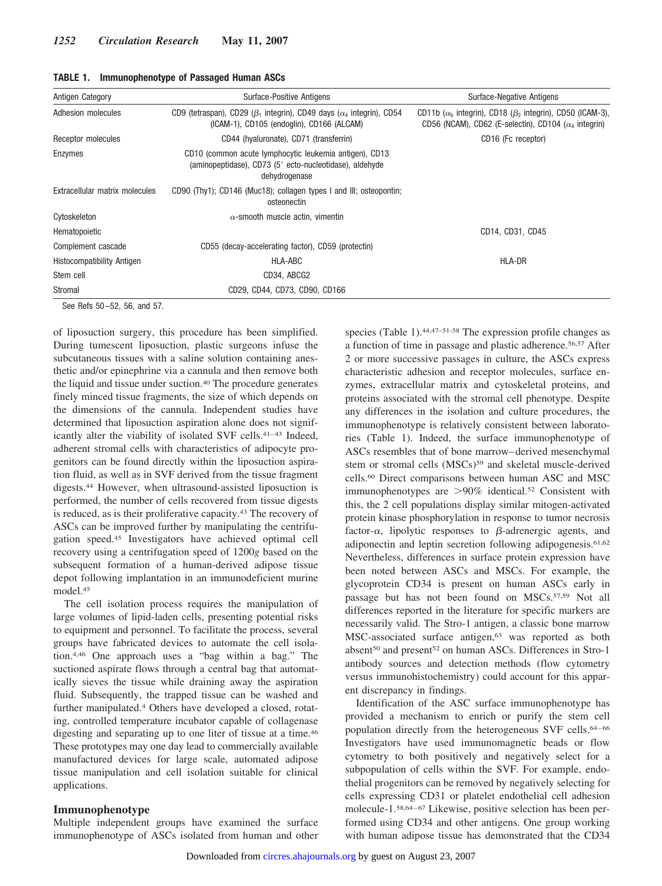**TABLE 1. Immunophenotype of Passaged Human ASCs**

| Antigen Category | Surface-Positive Antigens | Surface-Negative Antigens |
|---|---|---|
| Adhesion molecules | CD9 (tetraspan), CD29 ($\beta_1$ integrin), CD49 days ($\alpha_4$ integrin), CD54 (ICAM-1), CD105 (endoglin), CD166 (ALCAM) | CD11b ($\alpha_b$ integrin), CD18 ($\beta_2$ integrin), CD50 (ICAM-3), CD56 (NCAM), CD62 (E-selectin), CD104 ($\alpha_4$ integrin) |
| Receptor molecules | CD44 (hyaluronate), CD71 (transferrin) | CD16 (Fc receptor) |
| Enzymes | CD10 (common acute lymphocytic leukemia antigen), CD13 (aminopeptidase), CD73 (5′ ecto-nucleotidase), aldehyde dehydrogenase | |
| Extracellular matrix molecules | CD90 (Thy1); CD146 (Muc18); collagen types I and III; osteopontin; osteonectin | |
| Cytoskeleton | $\alpha$-smooth muscle actin, vimentin | |
| Hematopoietic | | CD14, CD31, CD45 |
| Complement cascade | CD55 (decay-accelerating factor), CD59 (protectin) | |
| Histocompatibility Antigen | HLA-ABC | HLA-DR |
| Stem cell | CD34, ABCG2 | |
| Stromal | CD29, CD44, CD73, CD90, CD166 | |

See Refs 50–52, 56, and 57.

of liposuction surgery, this procedure has been simplified. During tumescent liposuction, plastic surgeons infuse the subcutaneous tissues with a saline solution containing anesthetic and/or epinephrine via a cannula and then remove both the liquid and tissue under suction.[40] The procedure generates finely minced tissue fragments, the size of which depends on the dimensions of the cannula. Independent studies have determined that liposuction aspiration alone does not significantly alter the viability of isolated SVF cells.[41–43] Indeed, adherent stromal cells with characteristics of adipocyte progenitors can be found directly within the liposuction aspiration fluid, as well as in SVF derived from the tissue fragment digests.[44] However, when ultrasound-assisted liposuction is performed, the number of cells recovered from tissue digests is reduced, as is their proliferative capacity.[43] The recovery of ASCs can be improved further by manipulating the centrifugation speed.[45] Investigators have achieved optimal cell recovery using a centrifugation speed of 1200*g* based on the subsequent formation of a human-derived adipose tissue depot following implantation in an immunodeficient murine model.[45]

The cell isolation process requires the manipulation of large volumes of lipid-laden cells, presenting potential risks to equipment and personnel. To facilitate the process, several groups have fabricated devices to automate the cell isolation.[4,46] One approach uses a "bag within a bag." The suctioned aspirate flows through a central bag that automatically sieves the tissue while draining away the aspiration fluid. Subsequently, the trapped tissue can be washed and further manipulated.[4] Others have developed a closed, rotating, controlled temperature incubator capable of collagenase digesting and separating up to one liter of tissue at a time.[46] These prototypes may one day lead to commercially available manufactured devices for large scale, automated adipose tissue manipulation and cell isolation suitable for clinical applications.

## Immunophenotype

Multiple independent groups have examined the surface immunophenotype of ASCs isolated from human and other species (Table 1).[44,47–51–58] The expression profile changes as a function of time in passage and plastic adherence.[56,57] After 2 or more successive passages in culture, the ASCs express characteristic adhesion and receptor molecules, surface enzymes, extracellular matrix and cytoskeletal proteins, and proteins associated with the stromal cell phenotype. Despite any differences in the isolation and culture procedures, the immunophenotype is relatively consistent between laboratories (Table 1). Indeed, the surface immunophenotype of ASCs resembles that of bone marrow–derived mesenchymal stem or stromal cells (MSCs)[59] and skeletal muscle-derived cells.[60] Direct comparisons between human ASC and MSC immunophenotypes are >90% identical.[52] Consistent with this, the 2 cell populations display similar mitogen-activated protein kinase phosphorylation in response to tumor necrosis factor-$\alpha$, lipolytic responses to $\beta$-adrenergic agents, and adiponectin and leptin secretion following adipogenesis.[61,62] Nevertheless, differences in surface protein expression have been noted between ASCs and MSCs. For example, the glycoprotein CD34 is present on human ASCs early in passage but has not been found on MSCs.[57,59] Not all differences reported in the literature for specific markers are necessarily valid. The Stro-1 antigen, a classic bone marrow MSC-associated surface antigen,[63] was reported as both absent[50] and present[52] on human ASCs. Differences in Stro-1 antibody sources and detection methods (flow cytometry versus immunohistochemistry) could account for this apparent discrepancy in findings.

Identification of the ASC surface immunophenotype has provided a mechanism to enrich or purify the stem cell population directly from the heterogeneous SVF cells.[64–66] Investigators have used immunomagnetic beads or flow cytometry to both positively and negatively select for a subpopulation of cells within the SVF. For example, endothelial progenitors can be removed by negatively selecting for cells expressing CD31 or platelet endothelial cell adhesion molecule-1.[58,64–67] Likewise, positive selection has been performed using CD34 and other antigens. One group working with human adipose tissue has demonstrated that the CD34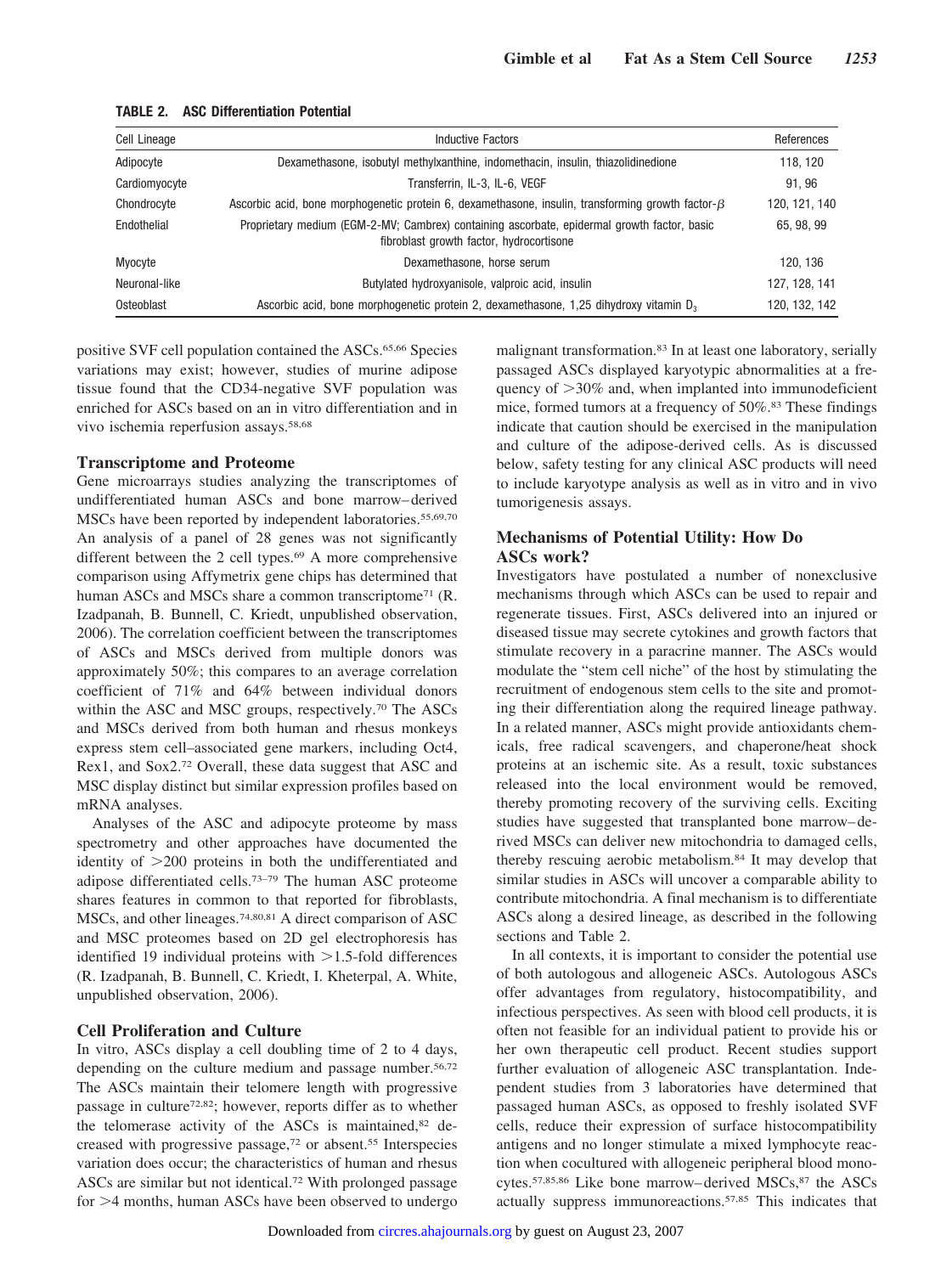**TABLE 2. ASC Differentiation Potential**

| Cell Lineage | Inductive Factors | References |
|---|---|---|
| Adipocyte | Dexamethasone, isobutyl methylxanthine, indomethacin, insulin, thiazolidinedione | 118, 120 |
| Cardiomyocyte | Transferrin, IL-3, IL-6, VEGF | 91, 96 |
| Chondrocyte | Ascorbic acid, bone morphogenetic protein 6, dexamethasone, insulin, transforming growth factor-$\beta$ | 120, 121, 140 |
| Endothelial | Proprietary medium (EGM-2-MV; Cambrex) containing ascorbate, epidermal growth factor, basic fibroblast growth factor, hydrocortisone | 65, 98, 99 |
| Myocyte | Dexamethasone, horse serum | 120, 136 |
| Neuronal-like | Butylated hydroxyanisole, valproic acid, insulin | 127, 128, 141 |
| Osteoblast | Ascorbic acid, bone morphogenetic protein 2, dexamethasone, 1,25 dihydroxy vitamin $D_3$ | 120, 132, 142 |

positive SVF cell population contained the ASCs.[65,66] Species variations may exist; however, studies of murine adipose tissue found that the CD34-negative SVF population was enriched for ASCs based on an in vitro differentiation and in vivo ischemia reperfusion assays.[58,68]

## Transcriptome and Proteome

Gene microarrays studies analyzing the transcriptomes of undifferentiated human ASCs and bone marrow–derived MSCs have been reported by independent laboratories.[55,69,70] An analysis of a panel of 28 genes was not significantly different between the 2 cell types.[69] A more comprehensive comparison using Affymetrix gene chips has determined that human ASCs and MSCs share a common transcriptome[71] (R. Izadpanah, B. Bunnell, C. Kriedt, unpublished observation, 2006). The correlation coefficient between the transcriptomes of ASCs and MSCs derived from multiple donors was approximately 50%; this compares to an average correlation coefficient of 71% and 64% between individual donors within the ASC and MSC groups, respectively.[70] The ASCs and MSCs derived from both human and rhesus monkeys express stem cell–associated gene markers, including Oct4, Rex1, and Sox2.[72] Overall, these data suggest that ASC and MSC display distinct but similar expression profiles based on mRNA analyses.

Analyses of the ASC and adipocyte proteome by mass spectrometry and other approaches have documented the identity of >200 proteins in both the undifferentiated and adipose differentiated cells.[73–79] The human ASC proteome shares features in common to that reported for fibroblasts, MSCs, and other lineages.[74,80,81] A direct comparison of ASC and MSC proteomes based on 2D gel electrophoresis has identified 19 individual proteins with >1.5-fold differences (R. Izadpanah, B. Bunnell, C. Kriedt, I. Kheterpal, A. White, unpublished observation, 2006).

## Cell Proliferation and Culture

In vitro, ASCs display a cell doubling time of 2 to 4 days, depending on the culture medium and passage number.[56,72] The ASCs maintain their telomere length with progressive passage in culture[72,82]; however, reports differ as to whether the telomerase activity of the ASCs is maintained,[82] decreased with progressive passage,[72] or absent.[55] Interspecies variation does occur; the characteristics of human and rhesus ASCs are similar but not identical.[72] With prolonged passage for >4 months, human ASCs have been observed to undergo malignant transformation.[83] In at least one laboratory, serially passaged ASCs displayed karyotypic abnormalities at a frequency of >30% and, when implanted into immunodeficient mice, formed tumors at a frequency of 50%.[83] These findings indicate that caution should be exercised in the manipulation and culture of the adipose-derived cells. As is discussed below, safety testing for any clinical ASC products will need to include karyotype analysis as well as in vitro and in vivo tumorigenesis assays.

## Mechanisms of Potential Utility: How Do ASCs work?

Investigators have postulated a number of nonexclusive mechanisms through which ASCs can be used to repair and regenerate tissues. First, ASCs delivered into an injured or diseased tissue may secrete cytokines and growth factors that stimulate recovery in a paracrine manner. The ASCs would modulate the "stem cell niche" of the host by stimulating the recruitment of endogenous stem cells to the site and promoting their differentiation along the required lineage pathway. In a related manner, ASCs might provide antioxidants chemicals, free radical scavengers, and chaperone/heat shock proteins at an ischemic site. As a result, toxic substances released into the local environment would be removed, thereby promoting recovery of the surviving cells. Exciting studies have suggested that transplanted bone marrow–derived MSCs can deliver new mitochondria to damaged cells, thereby rescuing aerobic metabolism.[84] It may develop that similar studies in ASCs will uncover a comparable ability to contribute mitochondria. A final mechanism is to differentiate ASCs along a desired lineage, as described in the following sections and Table 2.

In all contexts, it is important to consider the potential use of both autologous and allogeneic ASCs. Autologous ASCs offer advantages from regulatory, histocompatibility, and infectious perspectives. As seen with blood cell products, it is often not feasible for an individual patient to provide his or her own therapeutic cell product. Recent studies support further evaluation of allogeneic ASC transplantation. Independent studies from 3 laboratories have determined that passaged human ASCs, as opposed to freshly isolated SVF cells, reduce their expression of surface histocompatibility antigens and no longer stimulate a mixed lymphocyte reaction when cocultured with allogeneic peripheral blood monocytes.[57,85,86] Like bone marrow–derived MSCs,[87] the ASCs actually suppress immunoreactions.[57,85] This indicates that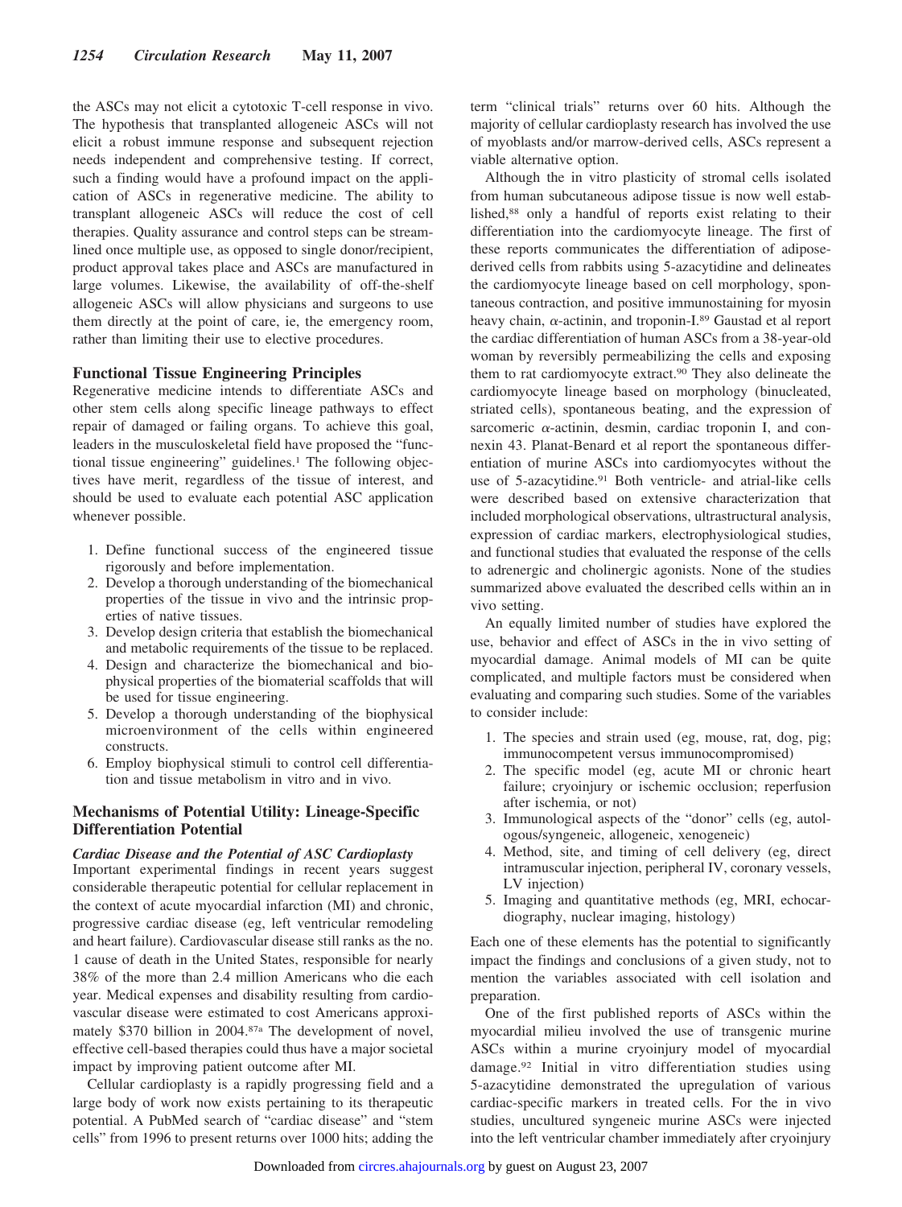the ASCs may not elicit a cytotoxic T-cell response in vivo. The hypothesis that transplanted allogeneic ASCs will not elicit a robust immune response and subsequent rejection needs independent and comprehensive testing. If correct, such a finding would have a profound impact on the application of ASCs in regenerative medicine. The ability to transplant allogeneic ASCs will reduce the cost of cell therapies. Quality assurance and control steps can be streamlined once multiple use, as opposed to single donor/recipient, product approval takes place and ASCs are manufactured in large volumes. Likewise, the availability of off-the-shelf allogeneic ASCs will allow physicians and surgeons to use them directly at the point of care, ie, the emergency room, rather than limiting their use to elective procedures.

## Functional Tissue Engineering Principles

Regenerative medicine intends to differentiate ASCs and other stem cells along specific lineage pathways to effect repair of damaged or failing organs. To achieve this goal, leaders in the musculoskeletal field have proposed the "functional tissue engineering" guidelines.[1] The following objectives have merit, regardless of the tissue of interest, and should be used to evaluate each potential ASC application whenever possible.

1. Define functional success of the engineered tissue rigorously and before implementation.
2. Develop a thorough understanding of the biomechanical properties of the tissue in vivo and the intrinsic properties of native tissues.
3. Develop design criteria that establish the biomechanical and metabolic requirements of the tissue to be replaced.
4. Design and characterize the biomechanical and biophysical properties of the biomaterial scaffolds that will be used for tissue engineering.
5. Develop a thorough understanding of the biophysical microenvironment of the cells within engineered constructs.
6. Employ biophysical stimuli to control cell differentiation and tissue metabolism in vitro and in vivo.

## Mechanisms of Potential Utility: Lineage-Specific Differentiation Potential

### *Cardiac Disease and the Potential of ASC Cardioplasty*

Important experimental findings in recent years suggest considerable therapeutic potential for cellular replacement in the context of acute myocardial infarction (MI) and chronic, progressive cardiac disease (eg, left ventricular remodeling and heart failure). Cardiovascular disease still ranks as the no. 1 cause of death in the United States, responsible for nearly 38% of the more than 2.4 million Americans who die each year. Medical expenses and disability resulting from cardiovascular disease were estimated to cost Americans approximately $370 billion in 2004.[87a] The development of novel, effective cell-based therapies could thus have a major societal impact by improving patient outcome after MI.

Cellular cardioplasty is a rapidly progressing field and a large body of work now exists pertaining to its therapeutic potential. A PubMed search of "cardiac disease" and "stem cells" from 1996 to present returns over 1000 hits; adding the term "clinical trials" returns over 60 hits. Although the majority of cellular cardioplasty research has involved the use of myoblasts and/or marrow-derived cells, ASCs represent a viable alternative option.

Although the in vitro plasticity of stromal cells isolated from human subcutaneous adipose tissue is now well established,[88] only a handful of reports exist relating to their differentiation into the cardiomyocyte lineage. The first of these reports communicates the differentiation of adipose-derived cells from rabbits using 5-azacytidine and delineates the cardiomyocyte lineage based on cell morphology, spontaneous contraction, and positive immunostaining for myosin heavy chain, α-actinin, and troponin-I.[89] Gaustad et al report the cardiac differentiation of human ASCs from a 38-year-old woman by reversibly permeabilizing the cells and exposing them to rat cardiomyocyte extract.[90] They also delineate the cardiomyocyte lineage based on morphology (binucleated, striated cells), spontaneous beating, and the expression of sarcomeric α-actinin, desmin, cardiac troponin I, and connexin 43. Planat-Benard et al report the spontaneous differentiation of murine ASCs into cardiomyocytes without the use of 5-azacytidine.[91] Both ventricle- and atrial-like cells were described based on extensive characterization that included morphological observations, ultrastructural analysis, expression of cardiac markers, electrophysiological studies, and functional studies that evaluated the response of the cells to adrenergic and cholinergic agonists. None of the studies summarized above evaluated the described cells within an in vivo setting.

An equally limited number of studies have explored the use, behavior and effect of ASCs in the in vivo setting of myocardial damage. Animal models of MI can be quite complicated, and multiple factors must be considered when evaluating and comparing such studies. Some of the variables to consider include:

1. The species and strain used (eg, mouse, rat, dog, pig; immunocompetent versus immunocompromised)
2. The specific model (eg, acute MI or chronic heart failure; cryoinjury or ischemic occlusion; reperfusion after ischemia, or not)
3. Immunological aspects of the "donor" cells (eg, autologous/syngeneic, allogeneic, xenogeneic)
4. Method, site, and timing of cell delivery (eg, direct intramuscular injection, peripheral IV, coronary vessels, LV injection)
5. Imaging and quantitative methods (eg, MRI, echocardiography, nuclear imaging, histology)

Each one of these elements has the potential to significantly impact the findings and conclusions of a given study, not to mention the variables associated with cell isolation and preparation.

One of the first published reports of ASCs within the myocardial milieu involved the use of transgenic murine ASCs within a murine cryoinjury model of myocardial damage.[92] Initial in vitro differentiation studies using 5-azacytidine demonstrated the upregulation of various cardiac-specific markers in treated cells. For the in vivo studies, uncultured syngeneic murine ASCs were injected into the left ventricular chamber immediately after cryoinjury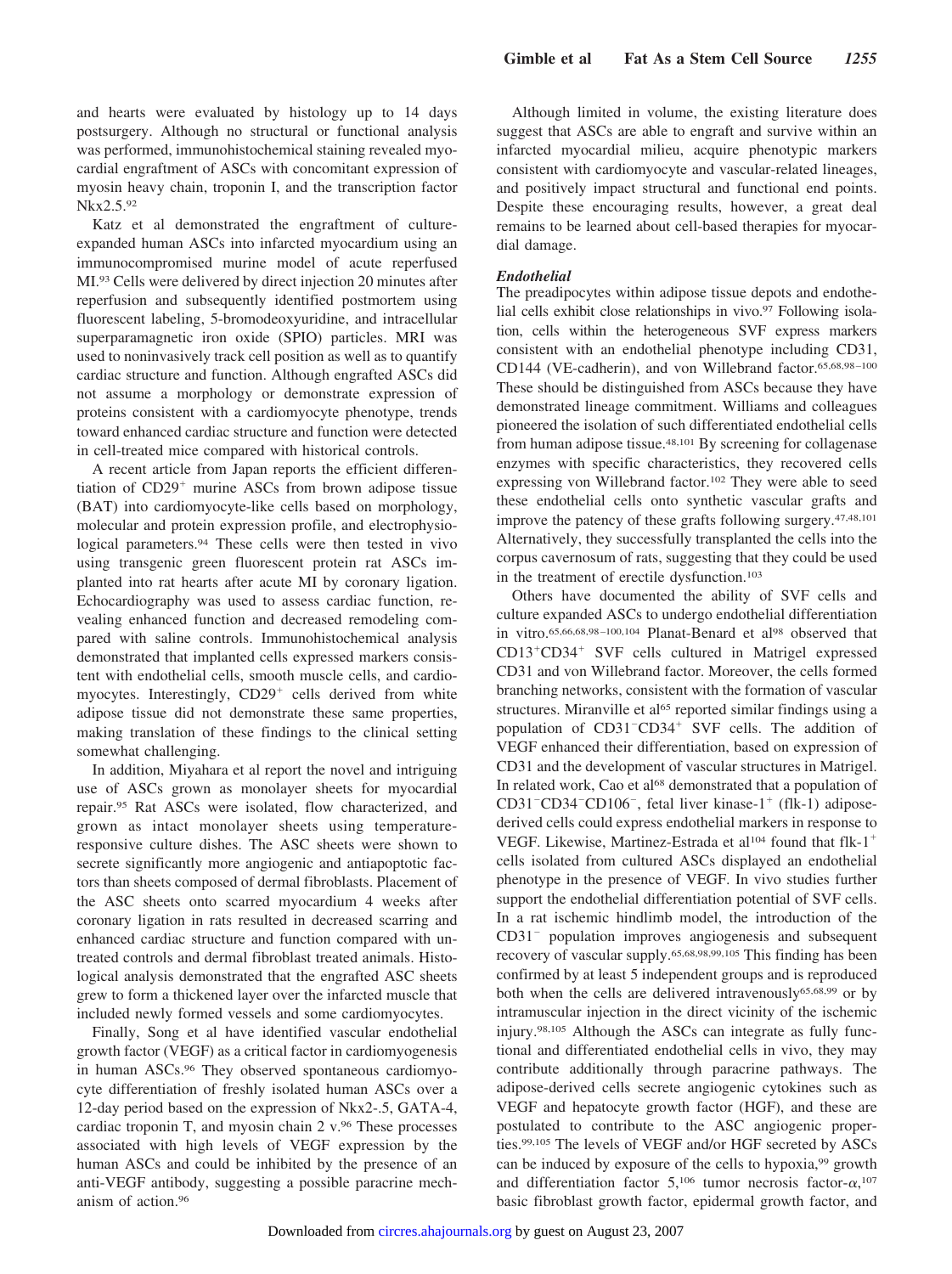and hearts were evaluated by histology up to 14 days postsurgery. Although no structural or functional analysis was performed, immunohistochemical staining revealed myocardial engraftment of ASCs with concomitant expression of myosin heavy chain, troponin I, and the transcription factor Nkx2.5.[92]

Katz et al demonstrated the engraftment of culture-expanded human ASCs into infarcted myocardium using an immunocompromised murine model of acute reperfused MI.[93] Cells were delivered by direct injection 20 minutes after reperfusion and subsequently identified postmortem using fluorescent labeling, 5-bromodeoxyuridine, and intracellular superparamagnetic iron oxide (SPIO) particles. MRI was used to noninvasively track cell position as well as to quantify cardiac structure and function. Although engrafted ASCs did not assume a morphology or demonstrate expression of proteins consistent with a cardiomyocyte phenotype, trends toward enhanced cardiac structure and function were detected in cell-treated mice compared with historical controls.

A recent article from Japan reports the efficient differentiation of CD29$^+$ murine ASCs from brown adipose tissue (BAT) into cardiomyocyte-like cells based on morphology, molecular and protein expression profile, and electrophysiological parameters.[94] These cells were then tested in vivo using transgenic green fluorescent protein rat ASCs implanted into rat hearts after acute MI by coronary ligation. Echocardiography was used to assess cardiac function, revealing enhanced function and decreased remodeling compared with saline controls. Immunohistochemical analysis demonstrated that implanted cells expressed markers consistent with endothelial cells, smooth muscle cells, and cardiomyocytes. Interestingly, CD29$^+$ cells derived from white adipose tissue did not demonstrate these same properties, making translation of these findings to the clinical setting somewhat challenging.

In addition, Miyahara et al report the novel and intriguing use of ASCs grown as monolayer sheets for myocardial repair.[95] Rat ASCs were isolated, flow characterized, and grown as intact monolayer sheets using temperature-responsive culture dishes. The ASC sheets were shown to secrete significantly more angiogenic and antiapoptotic factors than sheets composed of dermal fibroblasts. Placement of the ASC sheets onto scarred myocardium 4 weeks after coronary ligation in rats resulted in decreased scarring and enhanced cardiac structure and function compared with untreated controls and dermal fibroblast treated animals. Histological analysis demonstrated that the engrafted ASC sheets grew to form a thickened layer over the infarcted muscle that included newly formed vessels and some cardiomyocytes.

Finally, Song et al have identified vascular endothelial growth factor (VEGF) as a critical factor in cardiomyogenesis in human ASCs.[96] They observed spontaneous cardiomyocyte differentiation of freshly isolated human ASCs over a 12-day period based on the expression of Nkx2-.5, GATA-4, cardiac troponin T, and myosin chain 2 v.[96] These processes associated with high levels of VEGF expression by the human ASCs and could be inhibited by the presence of an anti-VEGF antibody, suggesting a possible paracrine mechanism of action.[96]

Although limited in volume, the existing literature does suggest that ASCs are able to engraft and survive within an infarcted myocardial milieu, acquire phenotypic markers consistent with cardiomyocyte and vascular-related lineages, and positively impact structural and functional end points. Despite these encouraging results, however, a great deal remains to be learned about cell-based therapies for myocardial damage.

***Endothelial***

The preadipocytes within adipose tissue depots and endothelial cells exhibit close relationships in vivo.[97] Following isolation, cells within the heterogeneous SVF express markers consistent with an endothelial phenotype including CD31, CD144 (VE-cadherin), and von Willebrand factor.[65,68,98–100] These should be distinguished from ASCs because they have demonstrated lineage commitment. Williams and colleagues pioneered the isolation of such differentiated endothelial cells from human adipose tissue.[48,101] By screening for collagenase enzymes with specific characteristics, they recovered cells expressing von Willebrand factor.[102] They were able to seed these endothelial cells onto synthetic vascular grafts and improve the patency of these grafts following surgery.[47,48,101] Alternatively, they successfully transplanted the cells into the corpus cavernosum of rats, suggesting that they could be used in the treatment of erectile dysfunction.[103]

Others have documented the ability of SVF cells and culture expanded ASCs to undergo endothelial differentiation in vitro.[65,66,68,98–100,104] Planat-Benard et al[98] observed that CD13$^+$CD34$^+$ SVF cells cultured in Matrigel expressed CD31 and von Willebrand factor. Moreover, the cells formed branching networks, consistent with the formation of vascular structures. Miranville et al[65] reported similar findings using a population of CD31$^-$CD34$^+$ SVF cells. The addition of VEGF enhanced their differentiation, based on expression of CD31 and the development of vascular structures in Matrigel. In related work, Cao et al[68] demonstrated that a population of CD31$^-$CD34$^-$CD106$^-$, fetal liver kinase-1$^+$ (flk-1) adipose-derived cells could express endothelial markers in response to VEGF. Likewise, Martinez-Estrada et al[104] found that flk-1$^+$ cells isolated from cultured ASCs displayed an endothelial phenotype in the presence of VEGF. In vivo studies further support the endothelial differentiation potential of SVF cells. In a rat ischemic hindlimb model, the introduction of the CD31$^-$ population improves angiogenesis and subsequent recovery of vascular supply.[65,68,98,99,105] This finding has been confirmed by at least 5 independent groups and is reproduced both when the cells are delivered intravenously[65,68,99] or by intramuscular injection in the direct vicinity of the ischemic injury.[98,105] Although the ASCs can integrate as fully functional and differentiated endothelial cells in vivo, they may contribute additionally through paracrine pathways. The adipose-derived cells secrete angiogenic cytokines such as VEGF and hepatocyte growth factor (HGF), and these are postulated to contribute to the ASC angiogenic properties.[99,105] The levels of VEGF and/or HGF secreted by ASCs can be induced by exposure of the cells to hypoxia,[99] growth and differentiation factor 5,[106] tumor necrosis factor-$\alpha$,[107] basic fibroblast growth factor, epidermal growth factor, and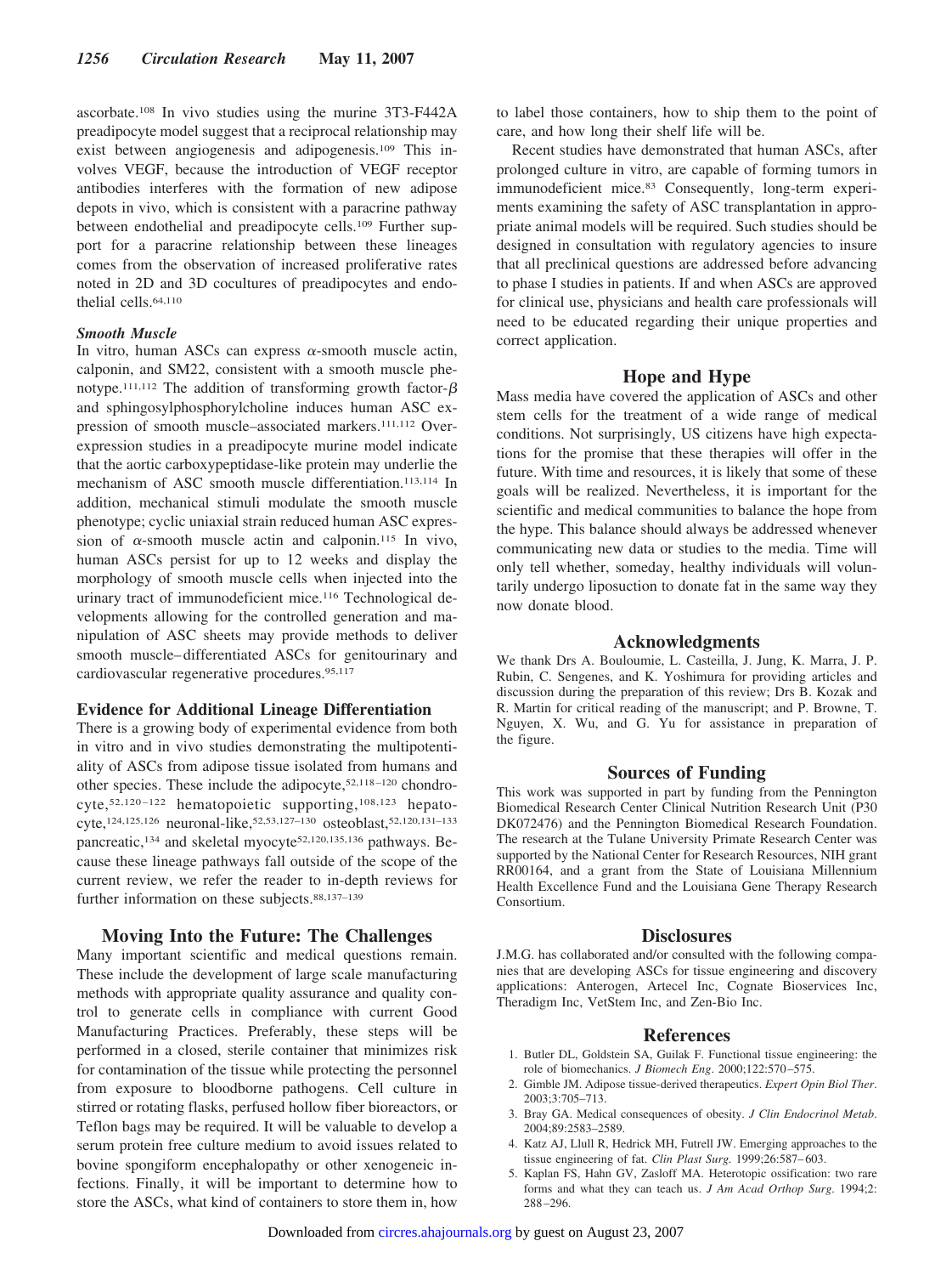ascorbate.[108] In vivo studies using the murine 3T3-F442A preadipocyte model suggest that a reciprocal relationship may exist between angiogenesis and adipogenesis.[109] This involves VEGF, because the introduction of VEGF receptor antibodies interferes with the formation of new adipose depots in vivo, which is consistent with a paracrine pathway between endothelial and preadipocyte cells.[109] Further support for a paracrine relationship between these lineages comes from the observation of increased proliferative rates noted in 2D and 3D cocultures of preadipocytes and endothelial cells.[64,110]

### Smooth Muscle

In vitro, human ASCs can express $\alpha$-smooth muscle actin, calponin, and SM22, consistent with a smooth muscle phenotype.[111,112] The addition of transforming growth factor-$\beta$ and sphingosylphosphorylcholine induces human ASC expression of smooth muscle–associated markers.[111,112] Overexpression studies in a preadipocyte murine model indicate that the aortic carboxypeptidase-like protein may underlie the mechanism of ASC smooth muscle differentiation.[113,114] In addition, mechanical stimuli modulate the smooth muscle phenotype; cyclic uniaxial strain reduced human ASC expression of $\alpha$-smooth muscle actin and calponin.[115] In vivo, human ASCs persist for up to 12 weeks and display the morphology of smooth muscle cells when injected into the urinary tract of immunodeficient mice.[116] Technological developments allowing for the controlled generation and manipulation of ASC sheets may provide methods to deliver smooth muscle–differentiated ASCs for genitourinary and cardiovascular regenerative procedures.[95,117]

### Evidence for Additional Lineage Differentiation

There is a growing body of experimental evidence from both in vitro and in vivo studies demonstrating the multipotentiality of ASCs from adipose tissue isolated from humans and other species. These include the adipocyte,[52,118–120] chondrocyte,[52,120–122] hematopoietic supporting,[108,123] hepatocyte,[124,125,126] neuronal-like,[52,53,127–130] osteoblast,[52,120,131–133] pancreatic,[134] and skeletal myocyte[52,120,135,136] pathways. Because these lineage pathways fall outside of the scope of the current review, we refer the reader to in-depth reviews for further information on these subjects.[88,137–139]

## Moving Into the Future: The Challenges

Many important scientific and medical questions remain. These include the development of large scale manufacturing methods with appropriate quality assurance and quality control to generate cells in compliance with current Good Manufacturing Practices. Preferably, these steps will be performed in a closed, sterile container that minimizes risk for contamination of the tissue while protecting the personnel from exposure to bloodborne pathogens. Cell culture in stirred or rotating flasks, perfused hollow fiber bioreactors, or Teflon bags may be required. It will be valuable to develop a serum protein free culture medium to avoid issues related to bovine spongiform encephalopathy or other xenogeneic infections. Finally, it will be important to determine how to store the ASCs, what kind of containers to store them in, how to label those containers, how to ship them to the point of care, and how long their shelf life will be.

Recent studies have demonstrated that human ASCs, after prolonged culture in vitro, are capable of forming tumors in immunodeficient mice.[83] Consequently, long-term experiments examining the safety of ASC transplantation in appropriate animal models will be required. Such studies should be designed in consultation with regulatory agencies to insure that all preclinical questions are addressed before advancing to phase I studies in patients. If and when ASCs are approved for clinical use, physicians and health care professionals will need to be educated regarding their unique properties and correct application.

## Hope and Hype

Mass media have covered the application of ASCs and other stem cells for the treatment of a wide range of medical conditions. Not surprisingly, US citizens have high expectations for the promise that these therapies will offer in the future. With time and resources, it is likely that some of these goals will be realized. Nevertheless, it is important for the scientific and medical communities to balance the hope from the hype. This balance should always be addressed whenever communicating new data or studies to the media. Time will only tell whether, someday, healthy individuals will voluntarily undergo liposuction to donate fat in the same way they now donate blood.

## Acknowledgments

We thank Drs A. Bouloumie, L. Casteilla, J. Jung, K. Marra, J. P. Rubin, C. Sengenes, and K. Yoshimura for providing articles and discussion during the preparation of this review; Drs B. Kozak and R. Martin for critical reading of the manuscript; and P. Browne, T. Nguyen, X. Wu, and G. Yu for assistance in preparation of the figure.

## Sources of Funding

This work was supported in part by funding from the Pennington Biomedical Research Center Clinical Nutrition Research Unit (P30 DK072476) and the Pennington Biomedical Research Foundation. The research at the Tulane University Primate Research Center was supported by the National Center for Research Resources, NIH grant RR00164, and a grant from the State of Louisiana Millennium Health Excellence Fund and the Louisiana Gene Therapy Research Consortium.

## Disclosures

J.M.G. has collaborated and/or consulted with the following companies that are developing ASCs for tissue engineering and discovery applications: Anterogen, Artecel Inc, Cognate Bioservices Inc, Theradigm Inc, VetStem Inc, and Zen-Bio Inc.

## References

1. Butler DL, Goldstein SA, Guilak F. Functional tissue engineering: the role of biomechanics. *J Biomech Eng*. 2000;122:570–575.
2. Gimble JM. Adipose tissue-derived therapeutics. *Expert Opin Biol Ther*. 2003;3:705–713.
3. Bray GA. Medical consequences of obesity. *J Clin Endocrinol Metab*. 2004;89:2583–2589.
4. Katz AJ, Llull R, Hedrick MH, Futrell JW. Emerging approaches to the tissue engineering of fat. *Clin Plast Surg.* 1999;26:587–603.
5. Kaplan FS, Hahn GV, Zasloff MA. Heterotopic ossification: two rare forms and what they can teach us. *J Am Acad Orthop Surg*. 1994;2:288–296.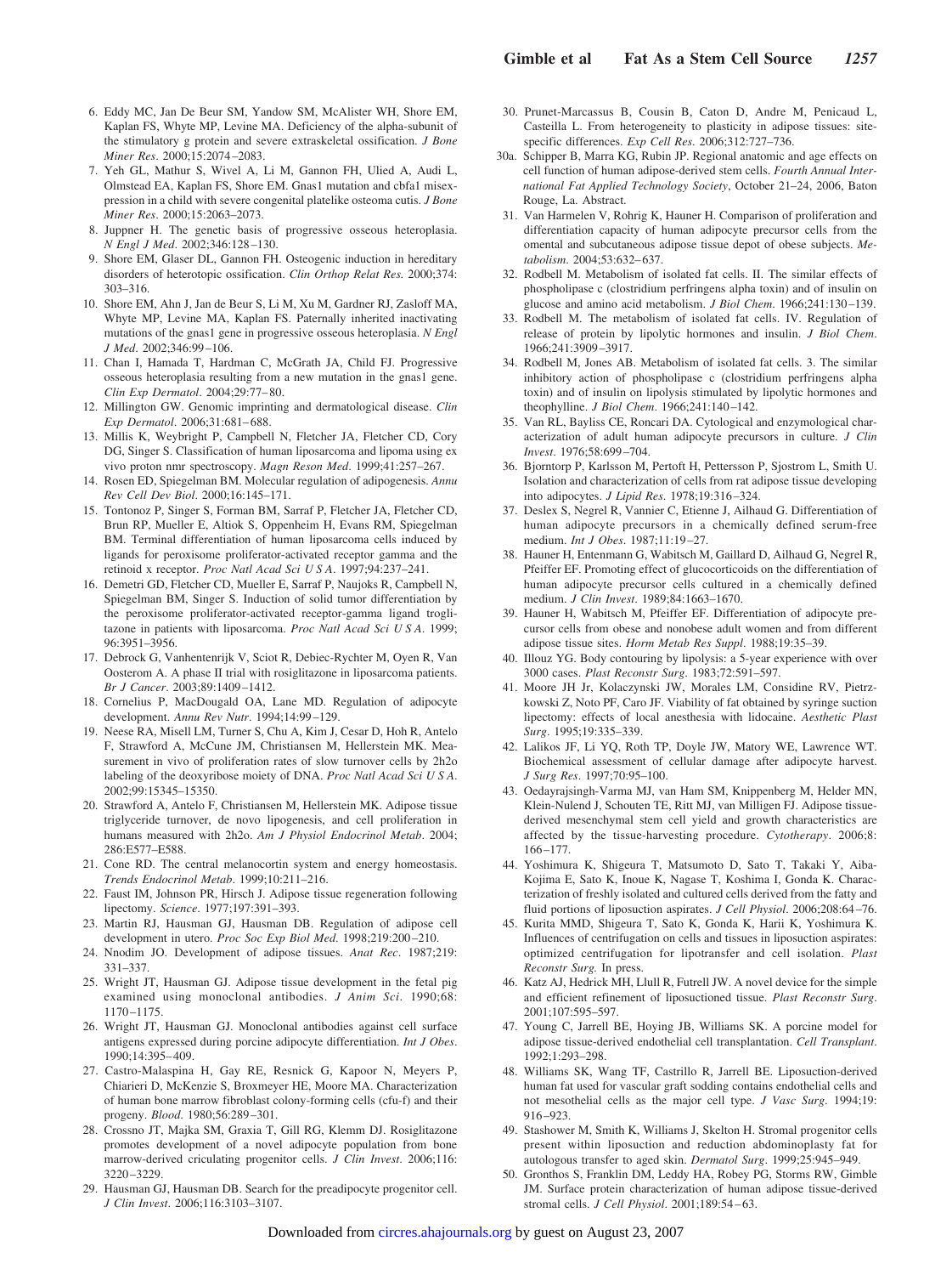6. Eddy MC, Jan De Beur SM, Yandow SM, McAlister WH, Shore EM, Kaplan FS, Whyte MP, Levine MA. Deficiency of the alpha-subunit of the stimulatory g protein and severe extraskeletal ossification. *J Bone Miner Res*. 2000;15:2074–2083.
7. Yeh GL, Mathur S, Wivel A, Li M, Gannon FH, Ulied A, Audi L, Olmstead EA, Kaplan FS, Shore EM. Gnas1 mutation and cbfa1 misexpression in a child with severe congenital platelike osteoma cutis. *J Bone Miner Res*. 2000;15:2063–2073.
8. Juppner H. The genetic basis of progressive osseous heteroplasia. *N Engl J Med*. 2002;346:128–130.
9. Shore EM, Glaser DL, Gannon FH. Osteogenic induction in hereditary disorders of heterotopic ossification. *Clin Orthop Relat Res.* 2000;374: 303–316.
10. Shore EM, Ahn J, Jan de Beur S, Li M, Xu M, Gardner RJ, Zasloff MA, Whyte MP, Levine MA, Kaplan FS. Paternally inherited inactivating mutations of the gnas1 gene in progressive osseous heteroplasia. *N Engl J Med*. 2002;346:99–106.
11. Chan I, Hamada T, Hardman C, McGrath JA, Child FJ. Progressive osseous heteroplasia resulting from a new mutation in the gnas1 gene. *Clin Exp Dermatol*. 2004;29:77–80.
12. Millington GW. Genomic imprinting and dermatological disease. *Clin Exp Dermatol*. 2006;31:681–688.
13. Millis K, Weybright P, Campbell N, Fletcher JA, Fletcher CD, Cory DG, Singer S. Classification of human liposarcoma and lipoma using ex vivo proton nmr spectroscopy. *Magn Reson Med*. 1999;41:257–267.
14. Rosen ED, Spiegelman BM. Molecular regulation of adipogenesis. *Annu Rev Cell Dev Biol*. 2000;16:145–171.
15. Tontonoz P, Singer S, Forman BM, Sarraf P, Fletcher JA, Fletcher CD, Brun RP, Mueller E, Altiok S, Oppenheim H, Evans RM, Spiegelman BM. Terminal differentiation of human liposarcoma cells induced by ligands for peroxisome proliferator-activated receptor gamma and the retinoid x receptor. *Proc Natl Acad Sci U S A*. 1997;94:237–241.
16. Demetri GD, Fletcher CD, Mueller E, Sarraf P, Naujoks R, Campbell N, Spiegelman BM, Singer S. Induction of solid tumor differentiation by the peroxisome proliferator-activated receptor-gamma ligand troglitazone in patients with liposarcoma. *Proc Natl Acad Sci U S A*. 1999; 96:3951–3956.
17. Debrock G, Vanhentenrijk V, Sciot R, Debiec-Rychter M, Oyen R, Van Oosterom A. A phase II trial with rosiglitazone in liposarcoma patients. *Br J Cancer*. 2003;89:1409–1412.
18. Cornelius P, MacDougald OA, Lane MD. Regulation of adipocyte development. *Annu Rev Nutr*. 1994;14:99–129.
19. Neese RA, Misell LM, Turner S, Chu A, Kim J, Cesar D, Hoh R, Antelo F, Strawford A, McCune JM, Christiansen M, Hellerstein MK. Measurement in vivo of proliferation rates of slow turnover cells by 2h2o labeling of the deoxyribose moiety of DNA. *Proc Natl Acad Sci U S A*. 2002;99:15345–15350.
20. Strawford A, Antelo F, Christiansen M, Hellerstein MK. Adipose tissue triglyceride turnover, de novo lipogenesis, and cell proliferation in humans measured with 2h2o. *Am J Physiol Endocrinol Metab*. 2004; 286:E577–E588.
21. Cone RD. The central melanocortin system and energy homeostasis. *Trends Endocrinol Metab*. 1999;10:211–216.
22. Faust IM, Johnson PR, Hirsch J. Adipose tissue regeneration following lipectomy. *Science*. 1977;197:391–393.
23. Martin RJ, Hausman GJ, Hausman DB. Regulation of adipose cell development in utero. *Proc Soc Exp Biol Med*. 1998;219:200–210.
24. Nnodim JO. Development of adipose tissues. *Anat Rec*. 1987;219: 331–337.
25. Wright JT, Hausman GJ. Adipose tissue development in the fetal pig examined using monoclonal antibodies. *J Anim Sci*. 1990;68: 1170–1175.
26. Wright JT, Hausman GJ. Monoclonal antibodies against cell surface antigens expressed during porcine adipocyte differentiation. *Int J Obes*. 1990;14:395–409.
27. Castro-Malaspina H, Gay RE, Resnick G, Kapoor N, Meyers P, Chiarieri D, McKenzie S, Broxmeyer HE, Moore MA. Characterization of human bone marrow fibroblast colony-forming cells (cfu-f) and their progeny. *Blood*. 1980;56:289–301.
28. Crossno JT, Majka SM, Graxia T, Gill RG, Klemm DJ. Rosiglitazone promotes development of a novel adipocyte population from bone marrow-derived criculating progenitor cells. *J Clin Invest*. 2006;116: 3220–3229.
29. Hausman GJ, Hausman DB. Search for the preadipocyte progenitor cell. *J Clin Invest*. 2006;116:3103–3107.
30. Prunet-Marcassus B, Cousin B, Caton D, Andre M, Penicaud L, Casteilla L. From heterogeneity to plasticity in adipose tissues: site-specific differences. *Exp Cell Res*. 2006;312:727–736.

30a. Schipper B, Marra KG, Rubin JP. Regional anatomic and age effects on cell function of human adipose-derived stem cells. *Fourth Annual International Fat Applied Technology Society*, October 21–24, 2006, Baton Rouge, La. Abstract.

31. Van Harmelen V, Rohrig K, Hauner H. Comparison of proliferation and differentiation capacity of human adipocyte precursor cells from the omental and subcutaneous adipose tissue depot of obese subjects. *Metabolism*. 2004;53:632–637.
32. Rodbell M. Metabolism of isolated fat cells. II. The similar effects of phospholipase c (clostridium perfringens alpha toxin) and of insulin on glucose and amino acid metabolism. *J Biol Chem*. 1966;241:130–139.
33. Rodbell M. The metabolism of isolated fat cells. IV. Regulation of release of protein by lipolytic hormones and insulin. *J Biol Chem*. 1966;241:3909–3917.
34. Rodbell M, Jones AB. Metabolism of isolated fat cells. 3. The similar inhibitory action of phospholipase c (clostridium perfringens alpha toxin) and of insulin on lipolysis stimulated by lipolytic hormones and theophylline. *J Biol Chem*. 1966;241:140–142.
35. Van RL, Bayliss CE, Roncari DA. Cytological and enzymological characterization of adult human adipocyte precursors in culture. *J Clin Invest*. 1976;58:699–704.
36. Bjorntorp P, Karlsson M, Pertoft H, Pettersson P, Sjostrom L, Smith U. Isolation and characterization of cells from rat adipose tissue developing into adipocytes. *J Lipid Res*. 1978;19:316–324.
37. Deslex S, Negrel R, Vannier C, Etienne J, Ailhaud G. Differentiation of human adipocyte precursors in a chemically defined serum-free medium. *Int J Obes*. 1987;11:19–27.
38. Hauner H, Entenmann G, Wabitsch M, Gaillard D, Ailhaud G, Negrel R, Pfeiffer EF. Promoting effect of glucocorticoids on the differentiation of human adipocyte precursor cells cultured in a chemically defined medium. *J Clin Invest*. 1989;84:1663–1670.
39. Hauner H, Wabitsch M, Pfeiffer EF. Differentiation of adipocyte precursor cells from obese and nonobese adult women and from different adipose tissue sites. *Horm Metab Res Suppl*. 1988;19:35–39.
40. Illouz YG. Body contouring by lipolysis: a 5-year experience with over 3000 cases. *Plast Reconstr Surg*. 1983;72:591–597.
41. Moore JH Jr, Kolaczynski JW, Morales LM, Considine RV, Pietrzkowski Z, Noto PF, Caro JF. Viability of fat obtained by syringe suction lipectomy: effects of local anesthesia with lidocaine. *Aesthetic Plast Surg*. 1995;19:335–339.
42. Lalikos JF, Li YQ, Roth TP, Doyle JW, Matory WE, Lawrence WT. Biochemical assessment of cellular damage after adipocyte harvest. *J Surg Res*. 1997;70:95–100.
43. Oedayrajsingh-Varma MJ, van Ham SM, Knippenberg M, Helder MN, Klein-Nulend J, Schouten TE, Ritt MJ, van Milligen FJ. Adipose tissue-derived mesenchymal stem cell yield and growth characteristics are affected by the tissue-harvesting procedure. *Cytotherapy*. 2006;8: 166–177.
44. Yoshimura K, Shigeura T, Matsumoto D, Sato T, Takaki Y, Aiba-Kojima E, Sato K, Inoue K, Nagase T, Koshima I, Gonda K. Characterization of freshly isolated and cultured cells derived from the fatty and fluid portions of liposuction aspirates. *J Cell Physiol*. 2006;208:64–76.
45. Kurita MMD, Shigeura T, Sato K, Gonda K, Harii K, Yoshimura K. Influences of centrifugation on cells and tissues in liposuction aspirates: optimized centrifugation for lipotransfer and cell isolation. *Plast Reconstr Surg.* In press.
46. Katz AJ, Hedrick MH, Llull R, Futrell JW. A novel device for the simple and efficient refinement of liposuctioned tissue. *Plast Reconstr Surg*. 2001;107:595–597.
47. Young C, Jarrell BE, Hoying JB, Williams SK. A porcine model for adipose tissue-derived endothelial cell transplantation. *Cell Transplant*. 1992;1:293–298.
48. Williams SK, Wang TF, Castrillo R, Jarrell BE. Liposuction-derived human fat used for vascular graft sodding contains endothelial cells and not mesothelial cells as the major cell type. *J Vasc Surg*. 1994;19: 916–923.
49. Stashower M, Smith K, Williams J, Skelton H. Stromal progenitor cells present within liposuction and reduction abdominoplasty fat for autologous transfer to aged skin. *Dermatol Surg*. 1999;25:945–949.
50. Gronthos S, Franklin DM, Leddy HA, Robey PG, Storms RW, Gimble JM. Surface protein characterization of human adipose tissue-derived stromal cells. *J Cell Physiol*. 2001;189:54–63.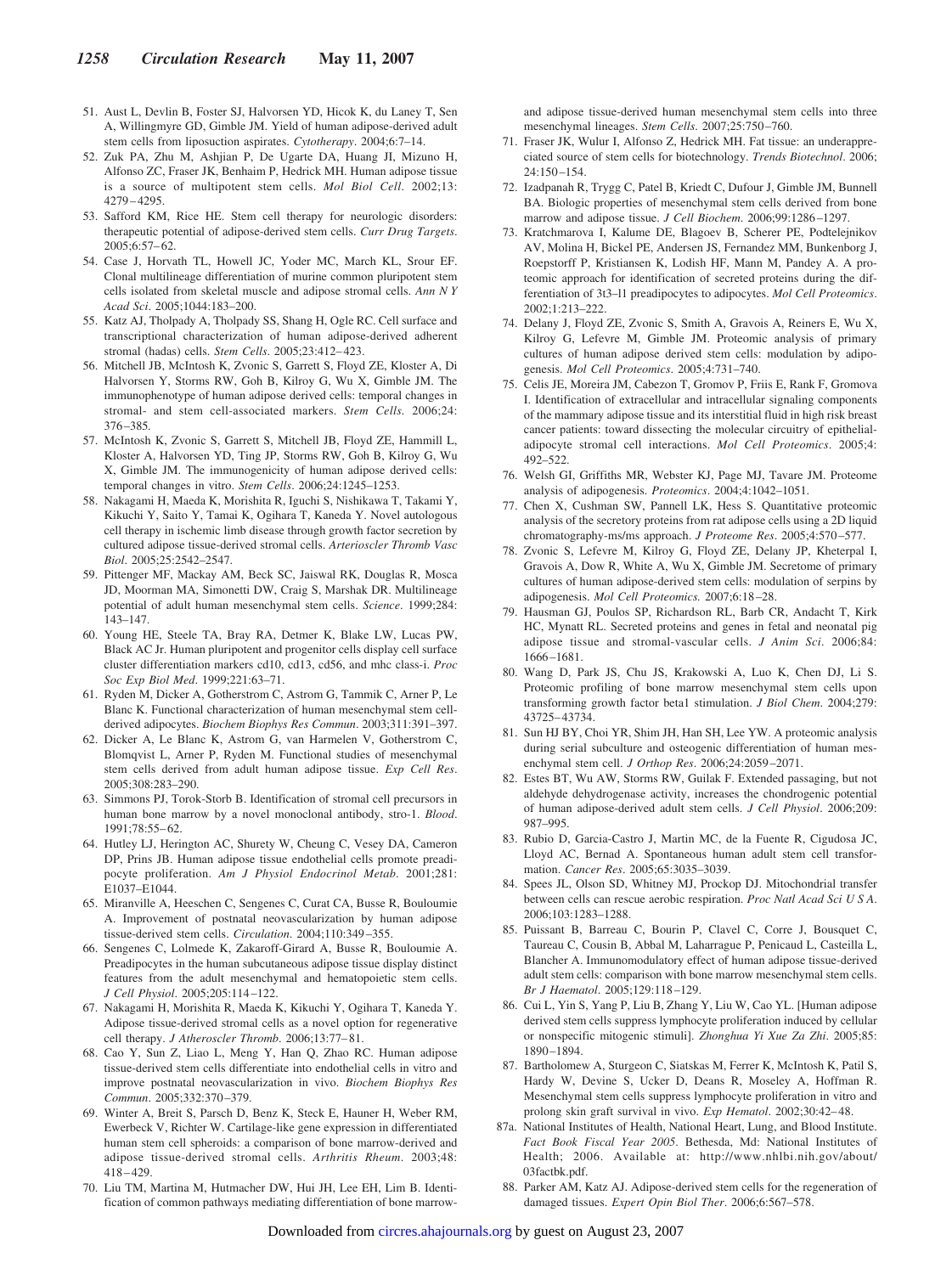51. Aust L, Devlin B, Foster SJ, Halvorsen YD, Hicok K, du Laney T, Sen A, Willingmyre GD, Gimble JM. Yield of human adipose-derived adult stem cells from liposuction aspirates. *Cytotherapy*. 2004;6:7–14.
52. Zuk PA, Zhu M, Ashjian P, De Ugarte DA, Huang JI, Mizuno H, Alfonso ZC, Fraser JK, Benhaim P, Hedrick MH. Human adipose tissue is a source of multipotent stem cells. *Mol Biol Cell*. 2002;13: 4279–4295.
53. Safford KM, Rice HE. Stem cell therapy for neurologic disorders: therapeutic potential of adipose-derived stem cells. *Curr Drug Targets*. 2005;6:57–62.
54. Case J, Horvath TL, Howell JC, Yoder MC, March KL, Srour EF. Clonal multilineage differentiation of murine common pluripotent stem cells isolated from skeletal muscle and adipose stromal cells. *Ann N Y Acad Sci*. 2005;1044:183–200.
55. Katz AJ, Tholpady A, Tholpady SS, Shang H, Ogle RC. Cell surface and transcriptional characterization of human adipose-derived adherent stromal (hadas) cells. *Stem Cells*. 2005;23:412–423.
56. Mitchell JB, McIntosh K, Zvonic S, Garrett S, Floyd ZE, Kloster A, Di Halvorsen Y, Storms RW, Goh B, Kilroy G, Wu X, Gimble JM. The immunophenotype of human adipose derived cells: temporal changes in stromal- and stem cell-associated markers. *Stem Cells*. 2006;24: 376–385.
57. McIntosh K, Zvonic S, Garrett S, Mitchell JB, Floyd ZE, Hammill L, Kloster A, Halvorsen YD, Ting JP, Storms RW, Goh B, Kilroy G, Wu X, Gimble JM. The immunogenicity of human adipose derived cells: temporal changes in vitro. *Stem Cells*. 2006;24:1245–1253.
58. Nakagami H, Maeda K, Morishita R, Iguchi S, Nishikawa T, Takami Y, Kikuchi Y, Saito Y, Tamai K, Ogihara T, Kaneda Y. Novel autologous cell therapy in ischemic limb disease through growth factor secretion by cultured adipose tissue-derived stromal cells. *Arterioscler Thromb Vasc Biol*. 2005;25:2542–2547.
59. Pittenger MF, Mackay AM, Beck SC, Jaiswal RK, Douglas R, Mosca JD, Moorman MA, Simonetti DW, Craig S, Marshak DR. Multilineage potential of adult human mesenchymal stem cells. *Science*. 1999;284: 143–147.
60. Young HE, Steele TA, Bray RA, Detmer K, Blake LW, Lucas PW, Black AC Jr. Human pluripotent and progenitor cells display cell surface cluster differentiation markers cd10, cd13, cd56, and mhc class-i. *Proc Soc Exp Biol Med*. 1999;221:63–71.
61. Ryden M, Dicker A, Gotherstrom C, Astrom G, Tammik C, Arner P, Le Blanc K. Functional characterization of human mesenchymal stem cell-derived adipocytes. *Biochem Biophys Res Commun*. 2003;311:391–397.
62. Dicker A, Le Blanc K, Astrom G, van Harmelen V, Gotherstrom C, Blomqvist L, Arner P, Ryden M. Functional studies of mesenchymal stem cells derived from adult human adipose tissue. *Exp Cell Res*. 2005;308:283–290.
63. Simmons PJ, Torok-Storb B. Identification of stromal cell precursors in human bone marrow by a novel monoclonal antibody, stro-1. *Blood*. 1991;78:55–62.
64. Hutley LJ, Herington AC, Shurety W, Cheung C, Vesey DA, Cameron DP, Prins JB. Human adipose tissue endothelial cells promote preadipocyte proliferation. *Am J Physiol Endocrinol Metab*. 2001;281: E1037–E1044.
65. Miranville A, Heeschen C, Sengenes C, Curat CA, Busse R, Bouloumie A. Improvement of postnatal neovascularization by human adipose tissue-derived stem cells. *Circulation*. 2004;110:349–355.
66. Sengenes C, Lolmede K, Zakaroff-Girard A, Busse R, Bouloumie A. Preadipocytes in the human subcutaneous adipose tissue display distinct features from the adult mesenchymal and hematopoietic stem cells. *J Cell Physiol*. 2005;205:114–122.
67. Nakagami H, Morishita R, Maeda K, Kikuchi Y, Ogihara T, Kaneda Y. Adipose tissue-derived stromal cells as a novel option for regenerative cell therapy. *J Atheroscler Thromb*. 2006;13:77–81.
68. Cao Y, Sun Z, Liao L, Meng Y, Han Q, Zhao RC. Human adipose tissue-derived stem cells differentiate into endothelial cells in vitro and improve postnatal neovascularization in vivo. *Biochem Biophys Res Commun*. 2005;332:370–379.
69. Winter A, Breit S, Parsch D, Benz K, Steck E, Hauner H, Weber RM, Ewerbeck V, Richter W. Cartilage-like gene expression in differentiated human stem cell spheroids: a comparison of bone marrow-derived and adipose tissue-derived stromal cells. *Arthritis Rheum*. 2003;48: 418–429.
70. Liu TM, Martina M, Hutmacher DW, Hui JH, Lee EH, Lim B. Identification of common pathways mediating differentiation of bone marrow- and adipose tissue-derived human mesenchymal stem cells into three mesenchymal lineages. *Stem Cells*. 2007;25:750–760.
71. Fraser JK, Wulur I, Alfonso Z, Hedrick MH. Fat tissue: an underappreciated source of stem cells for biotechnology. *Trends Biotechnol*. 2006; 24:150–154.
72. Izadpanah R, Trygg C, Patel B, Kriedt C, Dufour J, Gimble JM, Bunnell BA. Biologic properties of mesenchymal stem cells derived from bone marrow and adipose tissue. *J Cell Biochem*. 2006;99:1286–1297.
73. Kratchmarova I, Kalume DE, Blagoev B, Scherer PE, Podtelejnikov AV, Molina H, Bickel PE, Andersen JS, Fernandez MM, Bunkenborg J, Roepstorff P, Kristiansen K, Lodish HF, Mann M, Pandey A. A proteomic approach for identification of secreted proteins during the differentiation of 3t3-l1 preadipocytes to adipocytes. *Mol Cell Proteomics*. 2002;1:213–222.
74. Delany J, Floyd ZE, Zvonic S, Smith A, Gravois A, Reiners E, Wu X, Kilroy G, Lefevre M, Gimble JM. Proteomic analysis of primary cultures of human adipose derived stem cells: modulation by adipogenesis. *Mol Cell Proteomics*. 2005;4:731–740.
75. Celis JE, Moreira JM, Cabezon T, Gromov P, Friis E, Rank F, Gromova I. Identification of extracellular and intracellular signaling components of the mammary adipose tissue and its interstitial fluid in high risk breast cancer patients: toward dissecting the molecular circuitry of epithelial-adipocyte stromal cell interactions. *Mol Cell Proteomics*. 2005;4: 492–522.
76. Welsh GI, Griffiths MR, Webster KJ, Page MJ, Tavare JM. Proteome analysis of adipogenesis. *Proteomics*. 2004;4:1042–1051.
77. Chen X, Cushman SW, Pannell LK, Hess S. Quantitative proteomic analysis of the secretory proteins from rat adipose cells using a 2D liquid chromatography-ms/ms approach. *J Proteome Res*. 2005;4:570–577.
78. Zvonic S, Lefevre M, Kilroy G, Floyd ZE, Delany JP, Kheterpal I, Gravois A, Dow R, White A, Wu X, Gimble JM. Secretome of primary cultures of human adipose-derived stem cells: modulation of serpins by adipogenesis. *Mol Cell Proteomics.* 2007;6:18–28.
79. Hausman GJ, Poulos SP, Richardson RL, Barb CR, Andacht T, Kirk HC, Mynatt RL. Secreted proteins and genes in fetal and neonatal pig adipose tissue and stromal-vascular cells. *J Anim Sci*. 2006;84: 1666–1681.
80. Wang D, Park JS, Chu JS, Krakowski A, Luo K, Chen DJ, Li S. Proteomic profiling of bone marrow mesenchymal stem cells upon transforming growth factor beta1 stimulation. *J Biol Chem*. 2004;279: 43725–43734.
81. Sun HJ BY, Choi YR, Shim JH, Han SH, Lee YW. A proteomic analysis during serial subculture and osteogenic differentiation of human mesenchymal stem cell. *J Orthop Res*. 2006;24:2059–2071.
82. Estes BT, Wu AW, Storms RW, Guilak F. Extended passaging, but not aldehyde dehydrogenase activity, increases the chondrogenic potential of human adipose-derived adult stem cells. *J Cell Physiol*. 2006;209: 987–995.
83. Rubio D, Garcia-Castro J, Martin MC, de la Fuente R, Cigudosa JC, Lloyd AC, Bernad A. Spontaneous human adult stem cell transformation. *Cancer Res*. 2005;65:3035–3039.
84. Spees JL, Olson SD, Whitney MJ, Prockop DJ. Mitochondrial transfer between cells can rescue aerobic respiration. *Proc Natl Acad Sci U S A*. 2006;103:1283–1288.
85. Puissant B, Barreau C, Bourin P, Clavel C, Corre J, Bousquet C, Taureau C, Cousin B, Abbal M, Laharrague P, Penicaud L, Casteilla L, Blancher A. Immunomodulatory effect of human adipose tissue-derived adult stem cells: comparison with bone marrow mesenchymal stem cells. *Br J Haematol*. 2005;129:118–129.
86. Cui L, Yin S, Yang P, Liu B, Zhang Y, Liu W, Cao YL. [Human adipose derived stem cells suppress lymphocyte proliferation induced by cellular or nonspecific mitogenic stimuli]. *Zhonghua Yi Xue Za Zhi*. 2005;85: 1890–1894.
87. Bartholomew A, Sturgeon C, Siatskas M, Ferrer K, McIntosh K, Patil S, Hardy W, Devine S, Ucker D, Deans R, Moseley A, Hoffman R. Mesenchymal stem cells suppress lymphocyte proliferation in vitro and prolong skin graft survival in vivo. *Exp Hematol*. 2002;30:42–48.

87a. National Institutes of Health, National Heart, Lung, and Blood Institute. *Fact Book Fiscal Year 2005*. Bethesda, Md: National Institutes of Health; 2006. Available at: http://www.nhlbi.nih.gov/about/03factbk.pdf.

88. Parker AM, Katz AJ. Adipose-derived stem cells for the regeneration of damaged tissues. *Expert Opin Biol Ther*. 2006;6:567–578.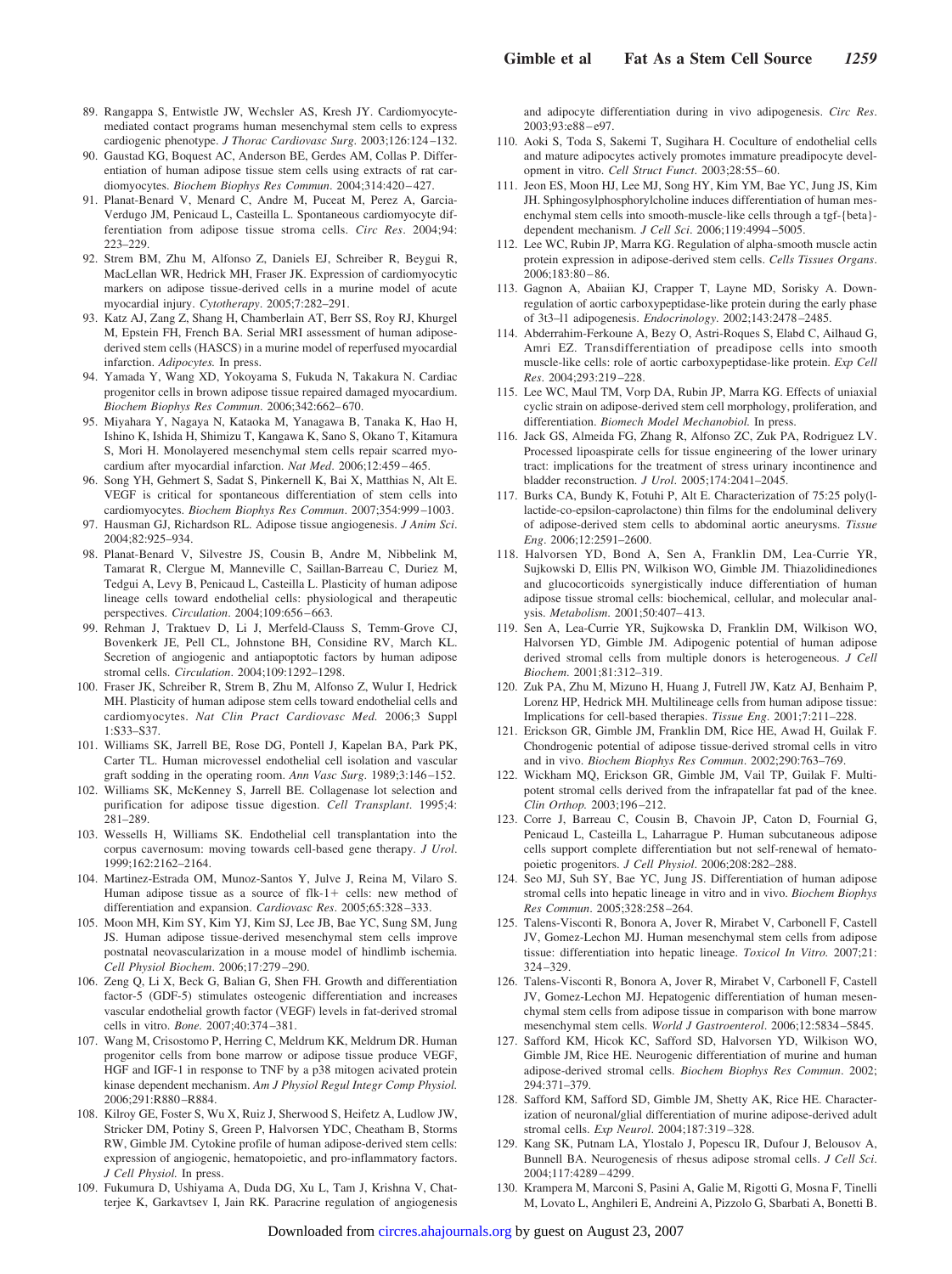89. Rangappa S, Entwistle JW, Wechsler AS, Kresh JY. Cardiomyocyte-mediated contact programs human mesenchymal stem cells to express cardiogenic phenotype. *J Thorac Cardiovasc Surg*. 2003;126:124–132.
90. Gaustad KG, Boquest AC, Anderson BE, Gerdes AM, Collas P. Differentiation of human adipose tissue stem cells using extracts of rat cardiomyocytes. *Biochem Biophys Res Commun*. 2004;314:420–427.
91. Planat-Benard V, Menard C, Andre M, Puceat M, Perez A, Garcia-Verdugo JM, Penicaud L, Casteilla L. Spontaneous cardiomyocyte differentiation from adipose tissue stroma cells. *Circ Res*. 2004;94:223–229.
92. Strem BM, Zhu M, Alfonso Z, Daniels EJ, Schreiber R, Beygui R, MacLellan WR, Hedrick MH, Fraser JK. Expression of cardiomyocytic markers on adipose tissue-derived cells in a murine model of acute myocardial injury. *Cytotherapy*. 2005;7:282–291.
93. Katz AJ, Zang Z, Shang H, Chamberlain AT, Berr SS, Roy RJ, Khurgel M, Epstein FH, French BA. Serial MRI assessment of human adipose-derived stem cells (HASCS) in a murine model of reperfused myocardial infarction. *Adipocytes.* In press.
94. Yamada Y, Wang XD, Yokoyama S, Fukuda N, Takakura N. Cardiac progenitor cells in brown adipose tissue repaired damaged myocardium. *Biochem Biophys Res Commun*. 2006;342:662–670.
95. Miyahara Y, Nagaya N, Kataoka M, Yanagawa B, Tanaka K, Hao H, Ishino K, Ishida H, Shimizu T, Kangawa K, Sano S, Okano T, Kitamura S, Mori H. Monolayered mesenchymal stem cells repair scarred myocardium after myocardial infarction. *Nat Med*. 2006;12:459–465.
96. Song YH, Gehmert S, Sadat S, Pinkernell K, Bai X, Matthias N, Alt E. VEGF is critical for spontaneous differentiation of stem cells into cardiomyocytes. *Biochem Biophys Res Commun*. 2007;354:999–1003.
97. Hausman GJ, Richardson RL. Adipose tissue angiogenesis. *J Anim Sci*. 2004;82:925–934.
98. Planat-Benard V, Silvestre JS, Cousin B, Andre M, Nibbelink M, Tamarat R, Clergue M, Manneville C, Saillan-Barreau C, Duriez M, Tedgui A, Levy B, Penicaud L, Casteilla L. Plasticity of human adipose lineage cells toward endothelial cells: physiological and therapeutic perspectives. *Circulation*. 2004;109:656–663.
99. Rehman J, Traktuev D, Li J, Merfeld-Clauss S, Temm-Grove CJ, Bovenkerk JE, Pell CL, Johnstone BH, Considine RV, March KL. Secretion of angiogenic and antiapoptotic factors by human adipose stromal cells. *Circulation*. 2004;109:1292–1298.
100. Fraser JK, Schreiber R, Strem B, Zhu M, Alfonso Z, Wulur I, Hedrick MH. Plasticity of human adipose stem cells toward endothelial cells and cardiomyocytes. *Nat Clin Pract Cardiovasc Med.* 2006;3 Suppl 1:S33–S37.
101. Williams SK, Jarrell BE, Rose DG, Pontell J, Kapelan BA, Park PK, Carter TL. Human microvessel endothelial cell isolation and vascular graft sodding in the operating room. *Ann Vasc Surg*. 1989;3:146–152.
102. Williams SK, McKenney S, Jarrell BE. Collagenase lot selection and purification for adipose tissue digestion. *Cell Transplant*. 1995;4:281–289.
103. Wessells H, Williams SK. Endothelial cell transplantation into the corpus cavernosum: moving towards cell-based gene therapy. *J Urol*. 1999;162:2162–2164.
104. Martinez-Estrada OM, Munoz-Santos Y, Julve J, Reina M, Vilaro S. Human adipose tissue as a source of flk-1+ cells: new method of differentiation and expansion. *Cardiovasc Res*. 2005;65:328–333.
105. Moon MH, Kim SY, Kim YJ, Kim SJ, Lee JB, Bae YC, Sung SM, Jung JS. Human adipose tissue-derived mesenchymal stem cells improve postnatal neovascularization in a mouse model of hindlimb ischemia. *Cell Physiol Biochem*. 2006;17:279–290.
106. Zeng Q, Li X, Beck G, Balian G, Shen FH. Growth and differentiation factor-5 (GDF-5) stimulates osteogenic differentiation and increases vascular endothelial growth factor (VEGF) levels in fat-derived stromal cells in vitro. *Bone*. 2007;40:374–381.
107. Wang M, Crisostomo P, Herring C, Meldrum KK, Meldrum DR. Human progenitor cells from bone marrow or adipose tissue produce VEGF, HGF and IGF-1 in response to TNF by a p38 mitogen acivated protein kinase dependent mechanism. *Am J Physiol Regul Integr Comp Physiol.* 2006;291:R880–R884.
108. Kilroy GE, Foster S, Wu X, Ruiz J, Sherwood S, Heifetz A, Ludlow JW, Stricker DM, Potiny S, Green P, Halvorsen YDC, Cheatham B, Storms RW, Gimble JM. Cytokine profile of human adipose-derived stem cells: expression of angiogenic, hematopoietic, and pro-inflammatory factors. *J Cell Physiol.* In press.
109. Fukumura D, Ushiyama A, Duda DG, Xu L, Tam J, Krishna V, Chatterjee K, Garkavtsev I, Jain RK. Paracrine regulation of angiogenesis and adipocyte differentiation during in vivo adipogenesis. *Circ Res*. 2003;93:e88–e97.
110. Aoki S, Toda S, Sakemi T, Sugihara H. Coculture of endothelial cells and mature adipocytes actively promotes immature preadipocyte development in vitro. *Cell Struct Funct*. 2003;28:55–60.
111. Jeon ES, Moon HJ, Lee MJ, Song HY, Kim YM, Bae YC, Jung JS, Kim JH. Sphingosylphosphorylcholine induces differentiation of human mesenchymal stem cells into smooth-muscle-like cells through a tgf-{beta}-dependent mechanism. *J Cell Sci*. 2006;119:4994–5005.
112. Lee WC, Rubin JP, Marra KG. Regulation of alpha-smooth muscle actin protein expression in adipose-derived stem cells. *Cells Tissues Organs*. 2006;183:80–86.
113. Gagnon A, Abaiian KJ, Crapper T, Layne MD, Sorisky A. Down-regulation of aortic carboxypeptidase-like protein during the early phase of 3t3–l1 adipogenesis. *Endocrinology*. 2002;143:2478–2485.
114. Abderrahim-Ferkoune A, Bezy O, Astri-Roques S, Elabd C, Ailhaud G, Amri EZ. Transdifferentiation of preadipose cells into smooth muscle-like cells: role of aortic carboxypeptidase-like protein. *Exp Cell Res*. 2004;293:219–228.
115. Lee WC, Maul TM, Vorp DA, Rubin JP, Marra KG. Effects of uniaxial cyclic strain on adipose-derived stem cell morphology, proliferation, and differentiation. *Biomech Model Mechanobiol.* In press.
116. Jack GS, Almeida FG, Zhang R, Alfonso ZC, Zuk PA, Rodriguez LV. Processed lipoaspirate cells for tissue engineering of the lower urinary tract: implications for the treatment of stress urinary incontinence and bladder reconstruction. *J Urol*. 2005;174:2041–2045.
117. Burks CA, Bundy K, Fotuhi P, Alt E. Characterization of 75:25 poly(l-lactide-co-epsilon-caprolactone) thin films for the endoluminal delivery of adipose-derived stem cells to abdominal aortic aneurysms. *Tissue Eng*. 2006;12:2591–2600.
118. Halvorsen YD, Bond A, Sen A, Franklin DM, Lea-Currie YR, Sujkowski D, Ellis PN, Wilkison WO, Gimble JM. Thiazolidinediones and glucocorticoids synergistically induce differentiation of human adipose tissue stromal cells: biochemical, cellular, and molecular analysis. *Metabolism*. 2001;50:407–413.
119. Sen A, Lea-Currie YR, Sujkowska D, Franklin DM, Wilkison WO, Halvorsen YD, Gimble JM. Adipogenic potential of human adipose derived stromal cells from multiple donors is heterogeneous. *J Cell Biochem*. 2001;81:312–319.
120. Zuk PA, Zhu M, Mizuno H, Huang J, Futrell JW, Katz AJ, Benhaim P, Lorenz HP, Hedrick MH. Multilineage cells from human adipose tissue: Implications for cell-based therapies. *Tissue Eng*. 2001;7:211–228.
121. Erickson GR, Gimble JM, Franklin DM, Rice HE, Awad H, Guilak F. Chondrogenic potential of adipose tissue-derived stromal cells in vitro and in vivo. *Biochem Biophys Res Commun*. 2002;290:763–769.
122. Wickham MQ, Erickson GR, Gimble JM, Vail TP, Guilak F. Multipotent stromal cells derived from the infrapatellar fat pad of the knee. *Clin Orthop.* 2003;196–212.
123. Corre J, Barreau C, Cousin B, Chavoin JP, Caton D, Fournial G, Penicaud L, Casteilla L, Laharrague P. Human subcutaneous adipose cells support complete differentiation but not self-renewal of hematopoietic progenitors. *J Cell Physiol*. 2006;208:282–288.
124. Seo MJ, Suh SY, Bae YC, Jung JS. Differentiation of human adipose stromal cells into hepatic lineage in vitro and in vivo. *Biochem Biophys Res Commun*. 2005;328:258–264.
125. Talens-Visconti R, Bonora A, Jover R, Mirabet V, Carbonell F, Castell JV, Gomez-Lechon MJ. Human mesenchymal stem cells from adipose tissue: differentiation into hepatic lineage. *Toxicol In Vitro*. 2007;21:324–329.
126. Talens-Visconti R, Bonora A, Jover R, Mirabet V, Carbonell F, Castell JV, Gomez-Lechon MJ. Hepatogenic differentiation of human mesenchymal stem cells from adipose tissue in comparison with bone marrow mesenchymal stem cells. *World J Gastroenterol*. 2006;12:5834–5845.
127. Safford KM, Hicok KC, Safford SD, Halvorsen YD, Wilkison WO, Gimble JM, Rice HE. Neurogenic differentiation of murine and human adipose-derived stromal cells. *Biochem Biophys Res Commun*. 2002;294:371–379.
128. Safford KM, Safford SD, Gimble JM, Shetty AK, Rice HE. Characterization of neuronal/glial differentiation of murine adipose-derived adult stromal cells. *Exp Neurol*. 2004;187:319–328.
129. Kang SK, Putnam LA, Ylostalo J, Popescu IR, Dufour J, Belousov A, Bunnell BA. Neurogenesis of rhesus adipose stromal cells. *J Cell Sci*. 2004;117:4289–4299.
130. Krampera M, Marconi S, Pasini A, Galie M, Rigotti G, Mosna F, Tinelli M, Lovato L, Anghileri E, Andreini A, Pizzolo G, Sbarbati A, Bonetti B.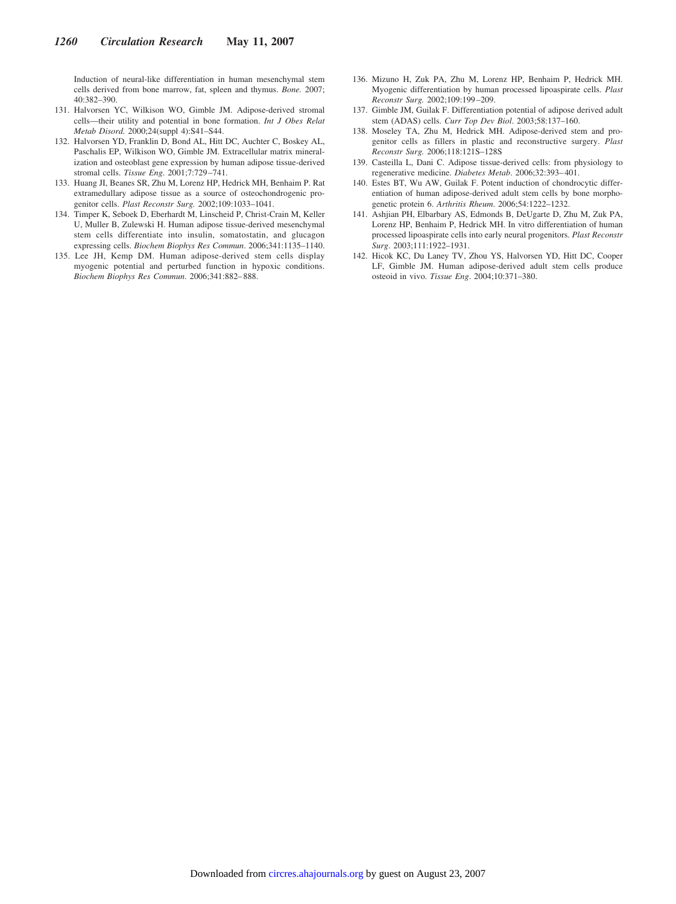Induction of neural-like differentiation in human mesenchymal stem cells derived from bone marrow, fat, spleen and thymus. *Bone.* 2007; 40:382–390.

131. Halvorsen YC, Wilkison WO, Gimble JM. Adipose-derived stromal cells—their utility and potential in bone formation. *Int J Obes Relat Metab Disord.* 2000;24(suppl 4):S41–S44.
132. Halvorsen YD, Franklin D, Bond AL, Hitt DC, Auchter C, Boskey AL, Paschalis EP, Wilkison WO, Gimble JM. Extracellular matrix mineralization and osteoblast gene expression by human adipose tissue-derived stromal cells. *Tissue Eng.* 2001;7:729–741.
133. Huang JI, Beanes SR, Zhu M, Lorenz HP, Hedrick MH, Benhaim P. Rat extramedullary adipose tissue as a source of osteochondrogenic progenitor cells. *Plast Reconstr Surg.* 2002;109:1033–1041.
134. Timper K, Seboek D, Eberhardt M, Linscheid P, Christ-Crain M, Keller U, Muller B, Zulewski H. Human adipose tissue-derived mesenchymal stem cells differentiate into insulin, somatostatin, and glucagon expressing cells. *Biochem Biophys Res Commun*. 2006;341:1135–1140.
135. Lee JH, Kemp DM. Human adipose-derived stem cells display myogenic potential and perturbed function in hypoxic conditions. *Biochem Biophys Res Commun.* 2006;341:882–888.
136. Mizuno H, Zuk PA, Zhu M, Lorenz HP, Benhaim P, Hedrick MH. Myogenic differentiation by human processed lipoaspirate cells. *Plast Reconstr Surg.* 2002;109:199–209.
137. Gimble JM, Guilak F. Differentiation potential of adipose derived adult stem (ADAS) cells. *Curr Top Dev Biol*. 2003;58:137–160.
138. Moseley TA, Zhu M, Hedrick MH. Adipose-derived stem and progenitor cells as fillers in plastic and reconstructive surgery. *Plast Reconstr Surg.* 2006;118:121S–128S
139. Casteilla L, Dani C. Adipose tissue-derived cells: from physiology to regenerative medicine. *Diabetes Metab*. 2006;32:393–401.
140. Estes BT, Wu AW, Guilak F. Potent induction of chondrocytic differentiation of human adipose-derived adult stem cells by bone morphogenetic protein 6. *Arthritis Rheum*. 2006;54:1222–1232.
141. Ashjian PH, Elbarbary AS, Edmonds B, DeUgarte D, Zhu M, Zuk PA, Lorenz HP, Benhaim P, Hedrick MH. In vitro differentiation of human processed lipoaspirate cells into early neural progenitors. *Plast Reconstr Surg*. 2003;111:1922–1931.
142. Hicok KC, Du Laney TV, Zhou YS, Halvorsen YD, Hitt DC, Cooper LF, Gimble JM. Human adipose-derived adult stem cells produce osteoid in vivo. *Tissue Eng*. 2004;10:371–380.